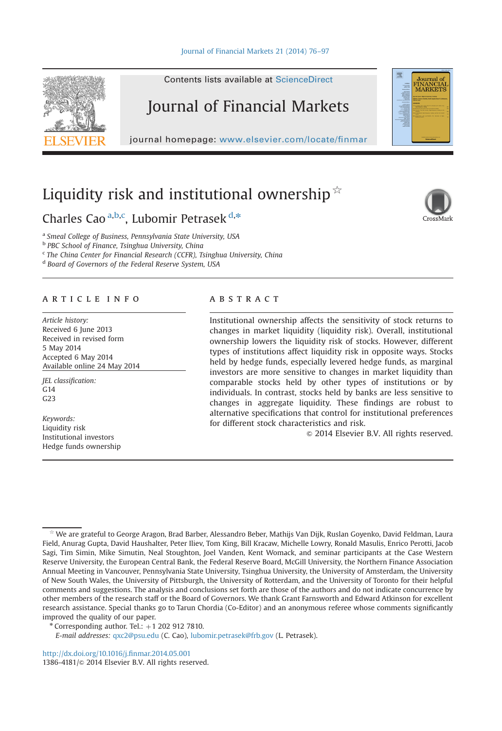# Liquidity risk and institutional ownership ☆

Charles Cao [a,b,c], Lubomir Petrasek [d,*]

[a] Smeal College of Business, Pennsylvania State University, USA
[b] PBC School of Finance, Tsinghua University, China
[c] The China Center for Financial Research (CCFR), Tsinghua University, China
[d] Board of Governors of the Federal Reserve System, USA

## ARTICLE INFO

*Article history:*
Received 6 June 2013
Received in revised form
5 May 2014
Accepted 6 May 2014
Available online 24 May 2014

*JEL classification:*
G14
G23

*Keywords:*
Liquidity risk
Institutional investors
Hedge funds ownership

## ABSTRACT

Institutional ownership affects the sensitivity of stock returns to changes in market liquidity (liquidity risk). Overall, institutional ownership lowers the liquidity risk of stocks. However, different types of institutions affect liquidity risk in opposite ways. Stocks held by hedge funds, especially levered hedge funds, as marginal investors are more sensitive to changes in market liquidity than comparable stocks held by other types of institutions or by individuals. In contrast, stocks held by banks are less sensitive to changes in aggregate liquidity. These findings are robust to alternative specifications that control for institutional preferences for different stock characteristics and risk.

© 2014 Elsevier B.V. All rights reserved.

---

☆ We are grateful to George Aragon, Brad Barber, Alessandro Beber, Mathijs Van Dijk, Ruslan Goyenko, David Feldman, Laura Field, Anurag Gupta, David Haushalter, Peter Iliev, Tom King, Bill Kracaw, Michelle Lowry, Ronald Masulis, Enrico Perotti, Jacob Sagi, Tim Simin, Mike Simutin, Neal Stoughton, Joel Vanden, Kent Womack, and seminar participants at the Case Western Reserve University, the European Central Bank, the Federal Reserve Board, McGill University, the Northern Finance Association Annual Meeting in Vancouver, Pennsylvania State University, Tsinghua University, the University of Amsterdam, the University of New South Wales, the University of Pittsburgh, the University of Rotterdam, and the University of Toronto for their helpful comments and suggestions. The analysis and conclusions set forth are those of the authors and do not indicate concurrence by other members of the research staff or the Board of Governors. We thank Grant Farnsworth and Edward Atkinson for excellent research assistance. Special thanks go to Tarun Chordia (Co-Editor) and an anonymous referee whose comments significantly improved the quality of our paper.

\* Corresponding author. Tel.: +1 202 912 7810.
*E-mail addresses:* qxc2@psu.edu (C. Cao), lubomir.petrasek@frb.gov (L. Petrasek).

http://dx.doi.org/10.1016/j.finmar.2014.05.001
1386-4181/© 2014 Elsevier B.V. All rights reserved.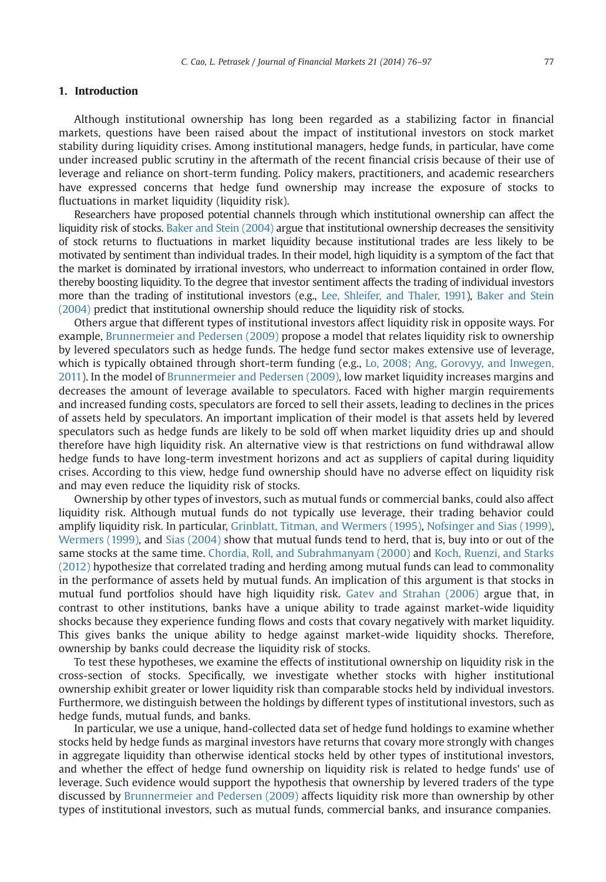## 1. Introduction

Although institutional ownership has long been regarded as a stabilizing factor in financial markets, questions have been raised about the impact of institutional investors on stock market stability during liquidity crises. Among institutional managers, hedge funds, in particular, have come under increased public scrutiny in the aftermath of the recent financial crisis because of their use of leverage and reliance on short-term funding. Policy makers, practitioners, and academic researchers have expressed concerns that hedge fund ownership may increase the exposure of stocks to fluctuations in market liquidity (liquidity risk).

Researchers have proposed potential channels through which institutional ownership can affect the liquidity risk of stocks. Baker and Stein (2004) argue that institutional ownership decreases the sensitivity of stock returns to fluctuations in market liquidity because institutional trades are less likely to be motivated by sentiment than individual trades. In their model, high liquidity is a symptom of the fact that the market is dominated by irrational investors, who underreact to information contained in order flow, thereby boosting liquidity. To the degree that investor sentiment affects the trading of individual investors more than the trading of institutional investors (e.g., Lee, Shleifer, and Thaler, 1991), Baker and Stein (2004) predict that institutional ownership should reduce the liquidity risk of stocks.

Others argue that different types of institutional investors affect liquidity risk in opposite ways. For example, Brunnermeier and Pedersen (2009) propose a model that relates liquidity risk to ownership by levered speculators such as hedge funds. The hedge fund sector makes extensive use of leverage, which is typically obtained through short-term funding (e.g., Lo, 2008; Ang, Gorovyy, and Inwegen, 2011). In the model of Brunnermeier and Pedersen (2009), low market liquidity increases margins and decreases the amount of leverage available to speculators. Faced with higher margin requirements and increased funding costs, speculators are forced to sell their assets, leading to declines in the prices of assets held by speculators. An important implication of their model is that assets held by levered speculators such as hedge funds are likely to be sold off when market liquidity dries up and should therefore have high liquidity risk. An alternative view is that restrictions on fund withdrawal allow hedge funds to have long-term investment horizons and act as suppliers of capital during liquidity crises. According to this view, hedge fund ownership should have no adverse effect on liquidity risk and may even reduce the liquidity risk of stocks.

Ownership by other types of investors, such as mutual funds or commercial banks, could also affect liquidity risk. Although mutual funds do not typically use leverage, their trading behavior could amplify liquidity risk. In particular, Grinblatt, Titman, and Wermers (1995), Nofsinger and Sias (1999), Wermers (1999), and Sias (2004) show that mutual funds tend to herd, that is, buy into or out of the same stocks at the same time. Chordia, Roll, and Subrahmanyam (2000) and Koch, Ruenzi, and Starks (2012) hypothesize that correlated trading and herding among mutual funds can lead to commonality in the performance of assets held by mutual funds. An implication of this argument is that stocks in mutual fund portfolios should have high liquidity risk. Gatev and Strahan (2006) argue that, in contrast to other institutions, banks have a unique ability to trade against market-wide liquidity shocks because they experience funding flows and costs that covary negatively with market liquidity. This gives banks the unique ability to hedge against market-wide liquidity shocks. Therefore, ownership by banks could decrease the liquidity risk of stocks.

To test these hypotheses, we examine the effects of institutional ownership on liquidity risk in the cross-section of stocks. Specifically, we investigate whether stocks with higher institutional ownership exhibit greater or lower liquidity risk than comparable stocks held by individual investors. Furthermore, we distinguish between the holdings by different types of institutional investors, such as hedge funds, mutual funds, and banks.

In particular, we use a unique, hand-collected data set of hedge fund holdings to examine whether stocks held by hedge funds as marginal investors have returns that covary more strongly with changes in aggregate liquidity than otherwise identical stocks held by other types of institutional investors, and whether the effect of hedge fund ownership on liquidity risk is related to hedge funds' use of leverage. Such evidence would support the hypothesis that ownership by levered traders of the type discussed by Brunnermeier and Pedersen (2009) affects liquidity risk more than ownership by other types of institutional investors, such as mutual funds, commercial banks, and insurance companies.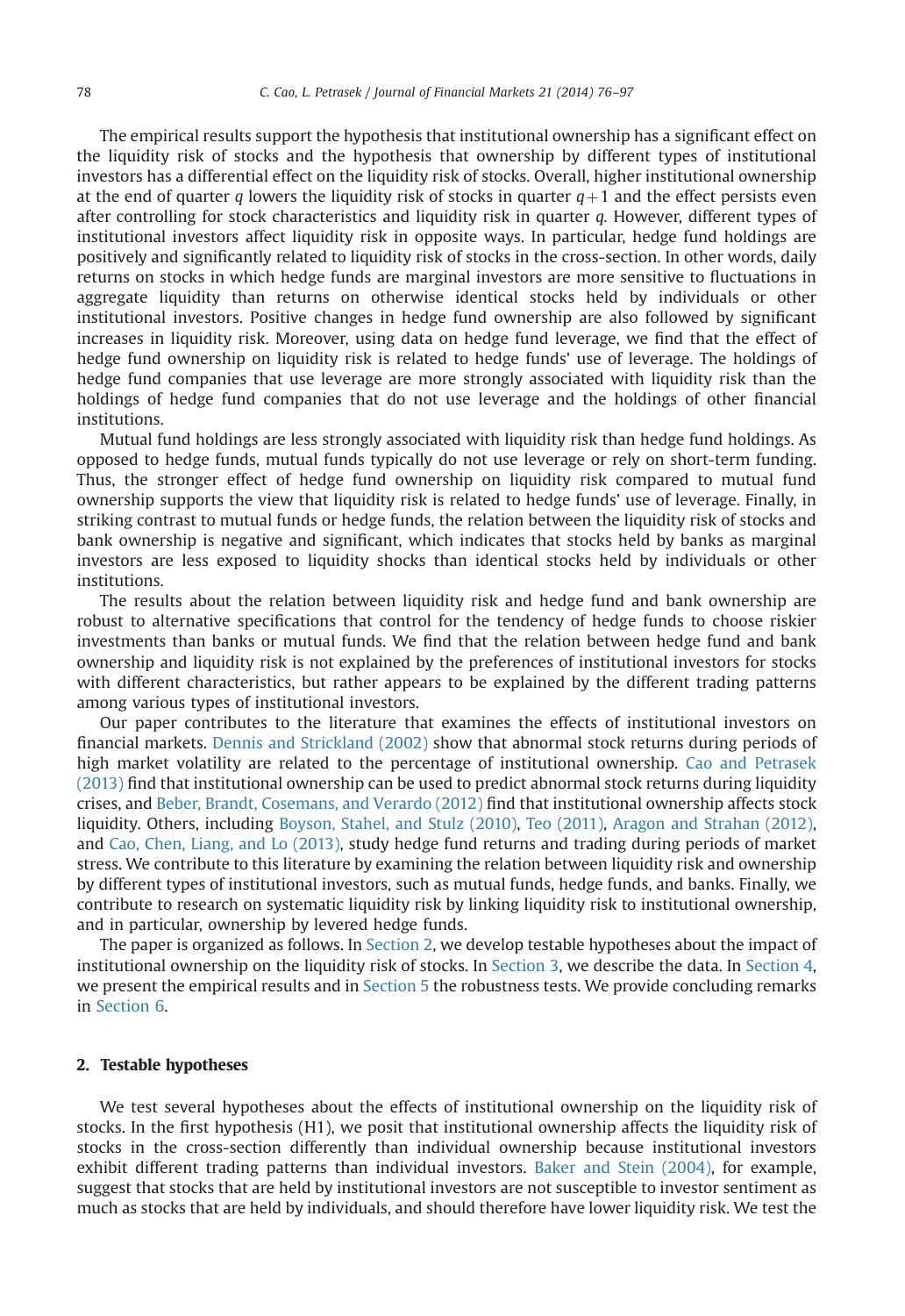The empirical results support the hypothesis that institutional ownership has a significant effect on the liquidity risk of stocks and the hypothesis that ownership by different types of institutional investors has a differential effect on the liquidity risk of stocks. Overall, higher institutional ownership at the end of quarter $q$ lowers the liquidity risk of stocks in quarter $q+1$ and the effect persists even after controlling for stock characteristics and liquidity risk in quarter $q$. However, different types of institutional investors affect liquidity risk in opposite ways. In particular, hedge fund holdings are positively and significantly related to liquidity risk of stocks in the cross-section. In other words, daily returns on stocks in which hedge funds are marginal investors are more sensitive to fluctuations in aggregate liquidity than returns on otherwise identical stocks held by individuals or other institutional investors. Positive changes in hedge fund ownership are also followed by significant increases in liquidity risk. Moreover, using data on hedge fund leverage, we find that the effect of hedge fund ownership on liquidity risk is related to hedge funds' use of leverage. The holdings of hedge fund companies that use leverage are more strongly associated with liquidity risk than the holdings of hedge fund companies that do not use leverage and the holdings of other financial institutions.

Mutual fund holdings are less strongly associated with liquidity risk than hedge fund holdings. As opposed to hedge funds, mutual funds typically do not use leverage or rely on short-term funding. Thus, the stronger effect of hedge fund ownership on liquidity risk compared to mutual fund ownership supports the view that liquidity risk is related to hedge funds' use of leverage. Finally, in striking contrast to mutual funds or hedge funds, the relation between the liquidity risk of stocks and bank ownership is negative and significant, which indicates that stocks held by banks as marginal investors are less exposed to liquidity shocks than identical stocks held by individuals or other institutions.

The results about the relation between liquidity risk and hedge fund and bank ownership are robust to alternative specifications that control for the tendency of hedge funds to choose riskier investments than banks or mutual funds. We find that the relation between hedge fund and bank ownership and liquidity risk is not explained by the preferences of institutional investors for stocks with different characteristics, but rather appears to be explained by the different trading patterns among various types of institutional investors.

Our paper contributes to the literature that examines the effects of institutional investors on financial markets. Dennis and Strickland (2002) show that abnormal stock returns during periods of high market volatility are related to the percentage of institutional ownership. Cao and Petrasek (2013) find that institutional ownership can be used to predict abnormal stock returns during liquidity crises, and Beber, Brandt, Cosemans, and Verardo (2012) find that institutional ownership affects stock liquidity. Others, including Boyson, Stahel, and Stulz (2010), Teo (2011), Aragon and Strahan (2012), and Cao, Chen, Liang, and Lo (2013), study hedge fund returns and trading during periods of market stress. We contribute to this literature by examining the relation between liquidity risk and ownership by different types of institutional investors, such as mutual funds, hedge funds, and banks. Finally, we contribute to research on systematic liquidity risk by linking liquidity risk to institutional ownership, and in particular, ownership by levered hedge funds.

The paper is organized as follows. In Section 2, we develop testable hypotheses about the impact of institutional ownership on the liquidity risk of stocks. In Section 3, we describe the data. In Section 4, we present the empirical results and in Section 5 the robustness tests. We provide concluding remarks in Section 6.

## 2. Testable hypotheses

We test several hypotheses about the effects of institutional ownership on the liquidity risk of stocks. In the first hypothesis (H1), we posit that institutional ownership affects the liquidity risk of stocks in the cross-section differently than individual ownership because institutional investors exhibit different trading patterns than individual investors. Baker and Stein (2004), for example, suggest that stocks that are held by institutional investors are not susceptible to investor sentiment as much as stocks that are held by individuals, and should therefore have lower liquidity risk. We test the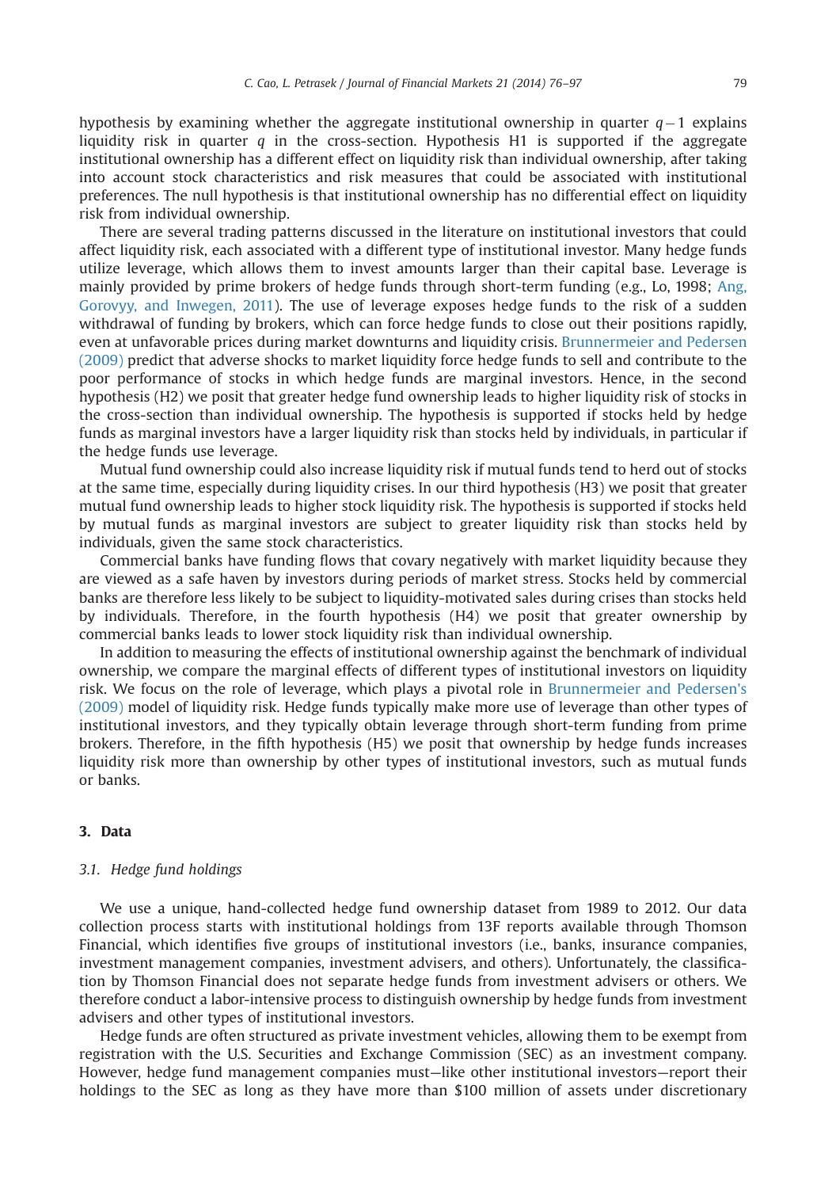hypothesis by examining whether the aggregate institutional ownership in quarter $q-1$ explains liquidity risk in quarter $q$ in the cross-section. Hypothesis H1 is supported if the aggregate institutional ownership has a different effect on liquidity risk than individual ownership, after taking into account stock characteristics and risk measures that could be associated with institutional preferences. The null hypothesis is that institutional ownership has no differential effect on liquidity risk from individual ownership.

There are several trading patterns discussed in the literature on institutional investors that could affect liquidity risk, each associated with a different type of institutional investor. Many hedge funds utilize leverage, which allows them to invest amounts larger than their capital base. Leverage is mainly provided by prime brokers of hedge funds through short-term funding (e.g., Lo, 1998; Ang, Gorovyy, and Inwegen, 2011). The use of leverage exposes hedge funds to the risk of a sudden withdrawal of funding by brokers, which can force hedge funds to close out their positions rapidly, even at unfavorable prices during market downturns and liquidity crisis. Brunnermeier and Pedersen (2009) predict that adverse shocks to market liquidity force hedge funds to sell and contribute to the poor performance of stocks in which hedge funds are marginal investors. Hence, in the second hypothesis (H2) we posit that greater hedge fund ownership leads to higher liquidity risk of stocks in the cross-section than individual ownership. The hypothesis is supported if stocks held by hedge funds as marginal investors have a larger liquidity risk than stocks held by individuals, in particular if the hedge funds use leverage.

Mutual fund ownership could also increase liquidity risk if mutual funds tend to herd out of stocks at the same time, especially during liquidity crises. In our third hypothesis (H3) we posit that greater mutual fund ownership leads to higher stock liquidity risk. The hypothesis is supported if stocks held by mutual funds as marginal investors are subject to greater liquidity risk than stocks held by individuals, given the same stock characteristics.

Commercial banks have funding flows that covary negatively with market liquidity because they are viewed as a safe haven by investors during periods of market stress. Stocks held by commercial banks are therefore less likely to be subject to liquidity-motivated sales during crises than stocks held by individuals. Therefore, in the fourth hypothesis (H4) we posit that greater ownership by commercial banks leads to lower stock liquidity risk than individual ownership.

In addition to measuring the effects of institutional ownership against the benchmark of individual ownership, we compare the marginal effects of different types of institutional investors on liquidity risk. We focus on the role of leverage, which plays a pivotal role in Brunnermeier and Pedersen's (2009) model of liquidity risk. Hedge funds typically make more use of leverage than other types of institutional investors, and they typically obtain leverage through short-term funding from prime brokers. Therefore, in the fifth hypothesis (H5) we posit that ownership by hedge funds increases liquidity risk more than ownership by other types of institutional investors, such as mutual funds or banks.

## 3. Data

### 3.1. Hedge fund holdings

We use a unique, hand-collected hedge fund ownership dataset from 1989 to 2012. Our data collection process starts with institutional holdings from 13F reports available through Thomson Financial, which identifies five groups of institutional investors (i.e., banks, insurance companies, investment management companies, investment advisers, and others). Unfortunately, the classification by Thomson Financial does not separate hedge funds from investment advisers or others. We therefore conduct a labor-intensive process to distinguish ownership by hedge funds from investment advisers and other types of institutional investors.

Hedge funds are often structured as private investment vehicles, allowing them to be exempt from registration with the U.S. Securities and Exchange Commission (SEC) as an investment company. However, hedge fund management companies must—like other institutional investors—report their holdings to the SEC as long as they have more than \$100 million of assets under discretionary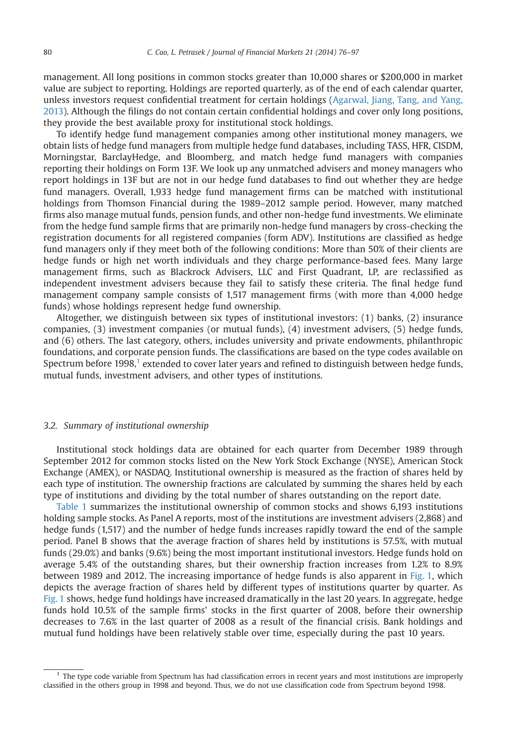management. All long positions in common stocks greater than 10,000 shares or $200,000 in market value are subject to reporting. Holdings are reported quarterly, as of the end of each calendar quarter, unless investors request confidential treatment for certain holdings (Agarwal, Jiang, Tang, and Yang, 2013). Although the filings do not contain certain confidential holdings and cover only long positions, they provide the best available proxy for institutional stock holdings.

To identify hedge fund management companies among other institutional money managers, we obtain lists of hedge fund managers from multiple hedge fund databases, including TASS, HFR, CISDM, Morningstar, BarclayHedge, and Bloomberg, and match hedge fund managers with companies reporting their holdings on Form 13F. We look up any unmatched advisers and money managers who report holdings in 13F but are not in our hedge fund databases to find out whether they are hedge fund managers. Overall, 1,933 hedge fund management firms can be matched with institutional holdings from Thomson Financial during the 1989–2012 sample period. However, many matched firms also manage mutual funds, pension funds, and other non-hedge fund investments. We eliminate from the hedge fund sample firms that are primarily non-hedge fund managers by cross-checking the registration documents for all registered companies (form ADV). Institutions are classified as hedge fund managers only if they meet both of the following conditions: More than 50% of their clients are hedge funds or high net worth individuals and they charge performance-based fees. Many large management firms, such as Blackrock Advisers, LLC and First Quadrant, LP, are reclassified as independent investment advisers because they fail to satisfy these criteria. The final hedge fund management company sample consists of 1,517 management firms (with more than 4,000 hedge funds) whose holdings represent hedge fund ownership.

Altogether, we distinguish between six types of institutional investors: (1) banks, (2) insurance companies, (3) investment companies (or mutual funds), (4) investment advisers, (5) hedge funds, and (6) others. The last category, others, includes university and private endowments, philanthropic foundations, and corporate pension funds. The classifications are based on the type codes available on Spectrum before 1998,[1] extended to cover later years and refined to distinguish between hedge funds, mutual funds, investment advisers, and other types of institutions.

### 3.2. Summary of institutional ownership

Institutional stock holdings data are obtained for each quarter from December 1989 through September 2012 for common stocks listed on the New York Stock Exchange (NYSE), American Stock Exchange (AMEX), or NASDAQ. Institutional ownership is measured as the fraction of shares held by each type of institution. The ownership fractions are calculated by summing the shares held by each type of institutions and dividing by the total number of shares outstanding on the report date.

Table 1 summarizes the institutional ownership of common stocks and shows 6,193 institutions holding sample stocks. As Panel A reports, most of the institutions are investment advisers (2,868) and hedge funds (1,517) and the number of hedge funds increases rapidly toward the end of the sample period. Panel B shows that the average fraction of shares held by institutions is 57.5%, with mutual funds (29.0%) and banks (9.6%) being the most important institutional investors. Hedge funds hold on average 5.4% of the outstanding shares, but their ownership fraction increases from 1.2% to 8.9% between 1989 and 2012. The increasing importance of hedge funds is also apparent in Fig. 1, which depicts the average fraction of shares held by different types of institutions quarter by quarter. As Fig. 1 shows, hedge fund holdings have increased dramatically in the last 20 years. In aggregate, hedge funds hold 10.5% of the sample firms' stocks in the first quarter of 2008, before their ownership decreases to 7.6% in the last quarter of 2008 as a result of the financial crisis. Bank holdings and mutual fund holdings have been relatively stable over time, especially during the past 10 years.

[1] The type code variable from Spectrum has had classification errors in recent years and most institutions are improperly classified in the others group in 1998 and beyond. Thus, we do not use classification code from Spectrum beyond 1998.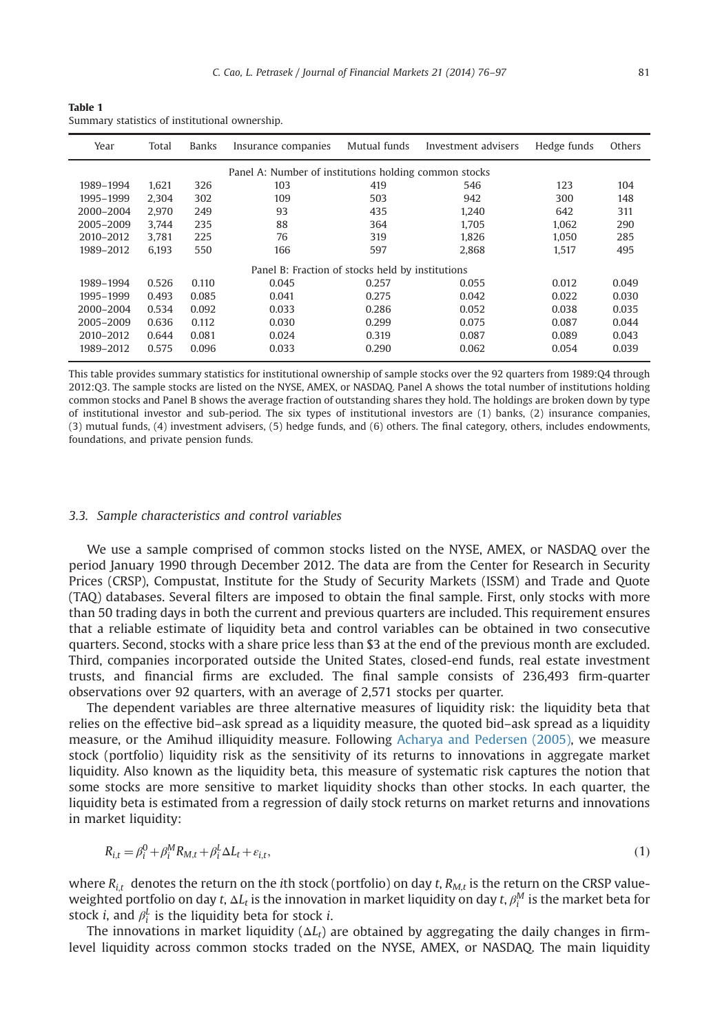**Table 1**
Summary statistics of institutional ownership.

| Year | Total | Banks | Insurance companies | Mutual funds | Investment advisers | Hedge funds | Others |
|---|---|---|---|---|---|---|---|
| | | | Panel A: Number of institutions holding common stocks | | | | |
| 1989–1994 | 1,621 | 326 | 103 | 419 | 546 | 123 | 104 |
| 1995–1999 | 2,304 | 302 | 109 | 503 | 942 | 300 | 148 |
| 2000–2004 | 2,970 | 249 | 93 | 435 | 1,240 | 642 | 311 |
| 2005–2009 | 3,744 | 235 | 88 | 364 | 1,705 | 1,062 | 290 |
| 2010–2012 | 3,781 | 225 | 76 | 319 | 1,826 | 1,050 | 285 |
| 1989–2012 | 6,193 | 550 | 166 | 597 | 2,868 | 1,517 | 495 |
| | | | Panel B: Fraction of stocks held by institutions | | | | |
| 1989–1994 | 0.526 | 0.110 | 0.045 | 0.257 | 0.055 | 0.012 | 0.049 |
| 1995–1999 | 0.493 | 0.085 | 0.041 | 0.275 | 0.042 | 0.022 | 0.030 |
| 2000–2004 | 0.534 | 0.092 | 0.033 | 0.286 | 0.052 | 0.038 | 0.035 |
| 2005–2009 | 0.636 | 0.112 | 0.030 | 0.299 | 0.075 | 0.087 | 0.044 |
| 2010–2012 | 0.644 | 0.081 | 0.024 | 0.319 | 0.087 | 0.089 | 0.043 |
| 1989–2012 | 0.575 | 0.096 | 0.033 | 0.290 | 0.062 | 0.054 | 0.039 |

This table provides summary statistics for institutional ownership of sample stocks over the 92 quarters from 1989:Q4 through 2012:Q3. The sample stocks are listed on the NYSE, AMEX, or NASDAQ. Panel A shows the total number of institutions holding common stocks and Panel B shows the average fraction of outstanding shares they hold. The holdings are broken down by type of institutional investor and sub-period. The six types of institutional investors are (1) banks, (2) insurance companies, (3) mutual funds, (4) investment advisers, (5) hedge funds, and (6) others. The final category, others, includes endowments, foundations, and private pension funds.

### 3.3. *Sample characteristics and control variables*

We use a sample comprised of common stocks listed on the NYSE, AMEX, or NASDAQ over the period January 1990 through December 2012. The data are from the Center for Research in Security Prices (CRSP), Compustat, Institute for the Study of Security Markets (ISSM) and Trade and Quote (TAQ) databases. Several filters are imposed to obtain the final sample. First, only stocks with more than 50 trading days in both the current and previous quarters are included. This requirement ensures that a reliable estimate of liquidity beta and control variables can be obtained in two consecutive quarters. Second, stocks with a share price less than $3 at the end of the previous month are excluded. Third, companies incorporated outside the United States, closed-end funds, real estate investment trusts, and financial firms are excluded. The final sample consists of 236,493 firm-quarter observations over 92 quarters, with an average of 2,571 stocks per quarter.

The dependent variables are three alternative measures of liquidity risk: the liquidity beta that relies on the effective bid–ask spread as a liquidity measure, the quoted bid–ask spread as a liquidity measure, or the Amihud illiquidity measure. Following Acharya and Pedersen (2005), we measure stock (portfolio) liquidity risk as the sensitivity of its returns to innovations in aggregate market liquidity. Also known as the liquidity beta, this measure of systematic risk captures the notion that some stocks are more sensitive to market liquidity shocks than other stocks. In each quarter, the liquidity beta is estimated from a regression of daily stock returns on market returns and innovations in market liquidity:

$$R_{i,t} = \beta_i^0 + \beta_i^M R_{M,t} + \beta_i^L \Delta L_t + \varepsilon_{i,t}, \tag{1}$$

where $R_{i,t}$ denotes the return on the $i$th stock (portfolio) on day $t$, $R_{M,t}$ is the return on the CRSP value-weighted portfolio on day $t$, $\Delta L_t$ is the innovation in market liquidity on day $t$, $\beta_i^M$ is the market beta for stock $i$, and $\beta_i^L$ is the liquidity beta for stock $i$.

The innovations in market liquidity ($\Delta L_t$) are obtained by aggregating the daily changes in firm-level liquidity across common stocks traded on the NYSE, AMEX, or NASDAQ. The main liquidity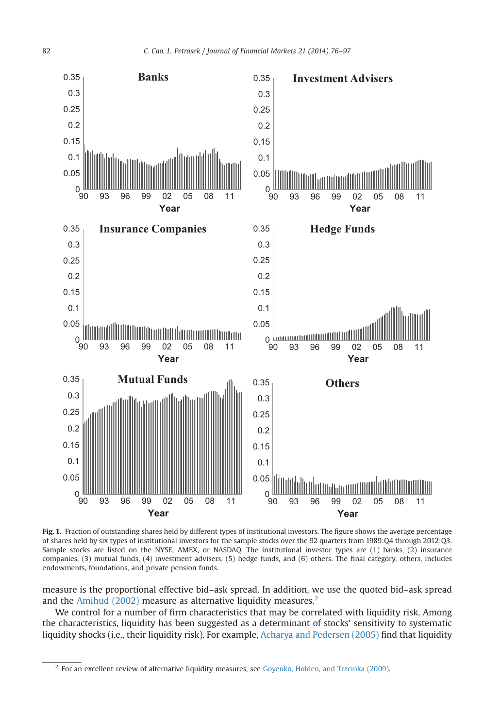**Fig. 1.** Fraction of outstanding shares held by different types of institutional investors. The figure shows the average percentage of shares held by six types of institutional investors for the sample stocks over the 92 quarters from 1989:Q4 through 2012:Q3. Sample stocks are listed on the NYSE, AMEX, or NASDAQ. The institutional investor types are (1) banks, (2) insurance companies, (3) mutual funds, (4) investment advisers, (5) hedge funds, and (6) others. The final category, others, includes endowments, foundations, and private pension funds.

measure is the proportional effective bid–ask spread. In addition, we use the quoted bid–ask spread and the Amihud (2002) measure as alternative liquidity measures.[2]

We control for a number of firm characteristics that may be correlated with liquidity risk. Among the characteristics, liquidity has been suggested as a determinant of stocks' sensitivity to systematic liquidity shocks (i.e., their liquidity risk). For example, Acharya and Pedersen (2005) find that liquidity

[2] For an excellent review of alternative liquidity measures, see Goyenko, Holden, and Trzcinka (2009).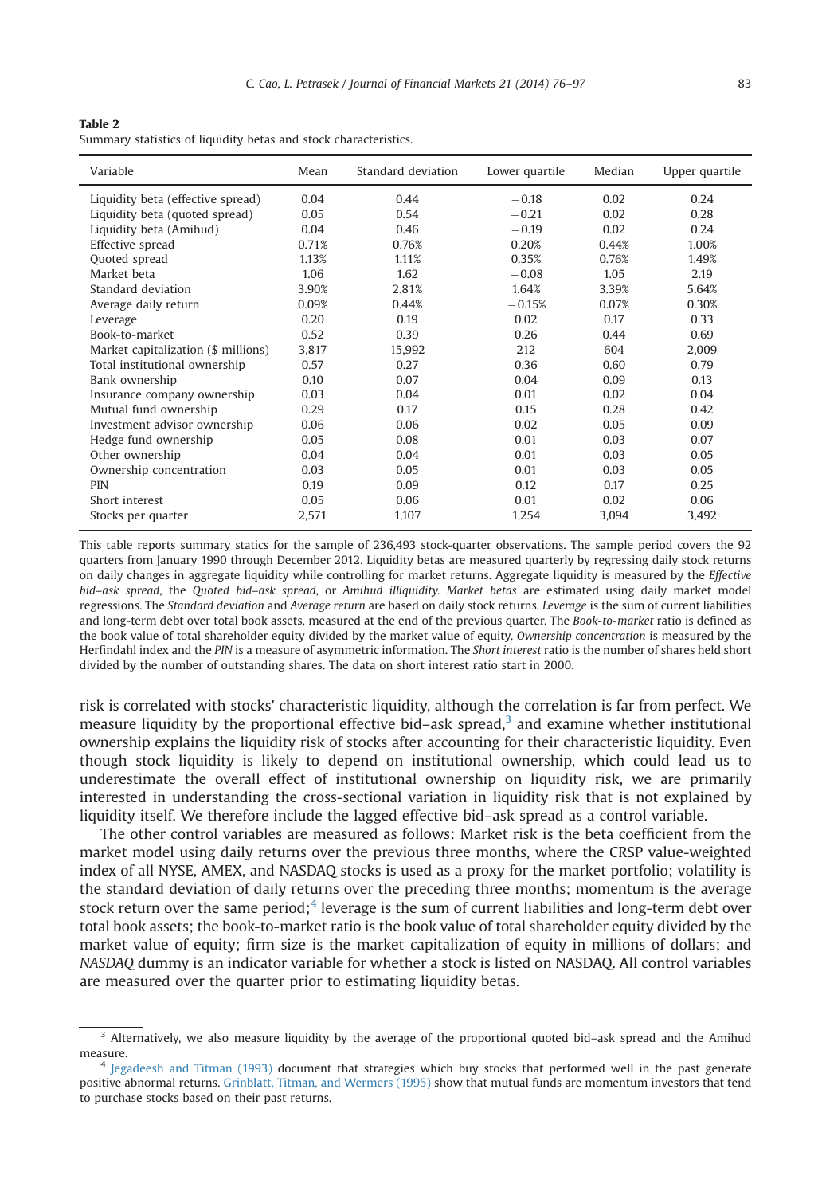**Table 2**

Summary statistics of liquidity betas and stock characteristics.

| Variable | Mean | Standard deviation | Lower quartile | Median | Upper quartile |
|---|---|---|---|---|---|
| Liquidity beta (effective spread) | 0.04 | 0.44 | −0.18 | 0.02 | 0.24 |
| Liquidity beta (quoted spread) | 0.05 | 0.54 | −0.21 | 0.02 | 0.28 |
| Liquidity beta (Amihud) | 0.04 | 0.46 | −0.19 | 0.02 | 0.24 |
| Effective spread | 0.71% | 0.76% | 0.20% | 0.44% | 1.00% |
| Quoted spread | 1.13% | 1.11% | 0.35% | 0.76% | 1.49% |
| Market beta | 1.06 | 1.62 | −0.08 | 1.05 | 2.19 |
| Standard deviation | 3.90% | 2.81% | 1.64% | 3.39% | 5.64% |
| Average daily return | 0.09% | 0.44% | −0.15% | 0.07% | 0.30% |
| Leverage | 0.20 | 0.19 | 0.02 | 0.17 | 0.33 |
| Book-to-market | 0.52 | 0.39 | 0.26 | 0.44 | 0.69 |
| Market capitalization ($ millions) | 3,817 | 15,992 | 212 | 604 | 2,009 |
| Total institutional ownership | 0.57 | 0.27 | 0.36 | 0.60 | 0.79 |
| Bank ownership | 0.10 | 0.07 | 0.04 | 0.09 | 0.13 |
| Insurance company ownership | 0.03 | 0.04 | 0.01 | 0.02 | 0.04 |
| Mutual fund ownership | 0.29 | 0.17 | 0.15 | 0.28 | 0.42 |
| Investment advisor ownership | 0.06 | 0.06 | 0.02 | 0.05 | 0.09 |
| Hedge fund ownership | 0.05 | 0.08 | 0.01 | 0.03 | 0.07 |
| Other ownership | 0.04 | 0.04 | 0.01 | 0.03 | 0.05 |
| Ownership concentration | 0.03 | 0.05 | 0.01 | 0.03 | 0.05 |
| PIN | 0.19 | 0.09 | 0.12 | 0.17 | 0.25 |
| Short interest | 0.05 | 0.06 | 0.01 | 0.02 | 0.06 |
| Stocks per quarter | 2,571 | 1,107 | 1,254 | 3,094 | 3,492 |

This table reports summary statics for the sample of 236,493 stock-quarter observations. The sample period covers the 92 quarters from January 1990 through December 2012. Liquidity betas are measured quarterly by regressing daily stock returns on daily changes in aggregate liquidity while controlling for market returns. Aggregate liquidity is measured by the *Effective bid–ask spread*, the *Quoted bid–ask spread*, or *Amihud illiquidity. Market betas* are estimated using daily market model regressions. The *Standard deviation* and *Average return* are based on daily stock returns. *Leverage* is the sum of current liabilities and long-term debt over total book assets, measured at the end of the previous quarter. The *Book-to-market* ratio is defined as the book value of total shareholder equity divided by the market value of equity. *Ownership concentration* is measured by the Herfindahl index and the *PIN* is a measure of asymmetric information. The *Short interest* ratio is the number of shares held short divided by the number of outstanding shares. The data on short interest ratio start in 2000.

risk is correlated with stocks' characteristic liquidity, although the correlation is far from perfect. We measure liquidity by the proportional effective bid–ask spread,[3] and examine whether institutional ownership explains the liquidity risk of stocks after accounting for their characteristic liquidity. Even though stock liquidity is likely to depend on institutional ownership, which could lead us to underestimate the overall effect of institutional ownership on liquidity risk, we are primarily interested in understanding the cross-sectional variation in liquidity risk that is not explained by liquidity itself. We therefore include the lagged effective bid–ask spread as a control variable.

The other control variables are measured as follows: Market risk is the beta coefficient from the market model using daily returns over the previous three months, where the CRSP value-weighted index of all NYSE, AMEX, and NASDAQ stocks is used as a proxy for the market portfolio; volatility is the standard deviation of daily returns over the preceding three months; momentum is the average stock return over the same period;[4] leverage is the sum of current liabilities and long-term debt over total book assets; the book-to-market ratio is the book value of total shareholder equity divided by the market value of equity; firm size is the market capitalization of equity in millions of dollars; and NASDAQ dummy is an indicator variable for whether a stock is listed on NASDAQ. All control variables are measured over the quarter prior to estimating liquidity betas.

[3] Alternatively, we also measure liquidity by the average of the proportional quoted bid–ask spread and the Amihud measure.

[4] Jegadeesh and Titman (1993) document that strategies which buy stocks that performed well in the past generate positive abnormal returns. Grinblatt, Titman, and Wermers (1995) show that mutual funds are momentum investors that tend to purchase stocks based on their past returns.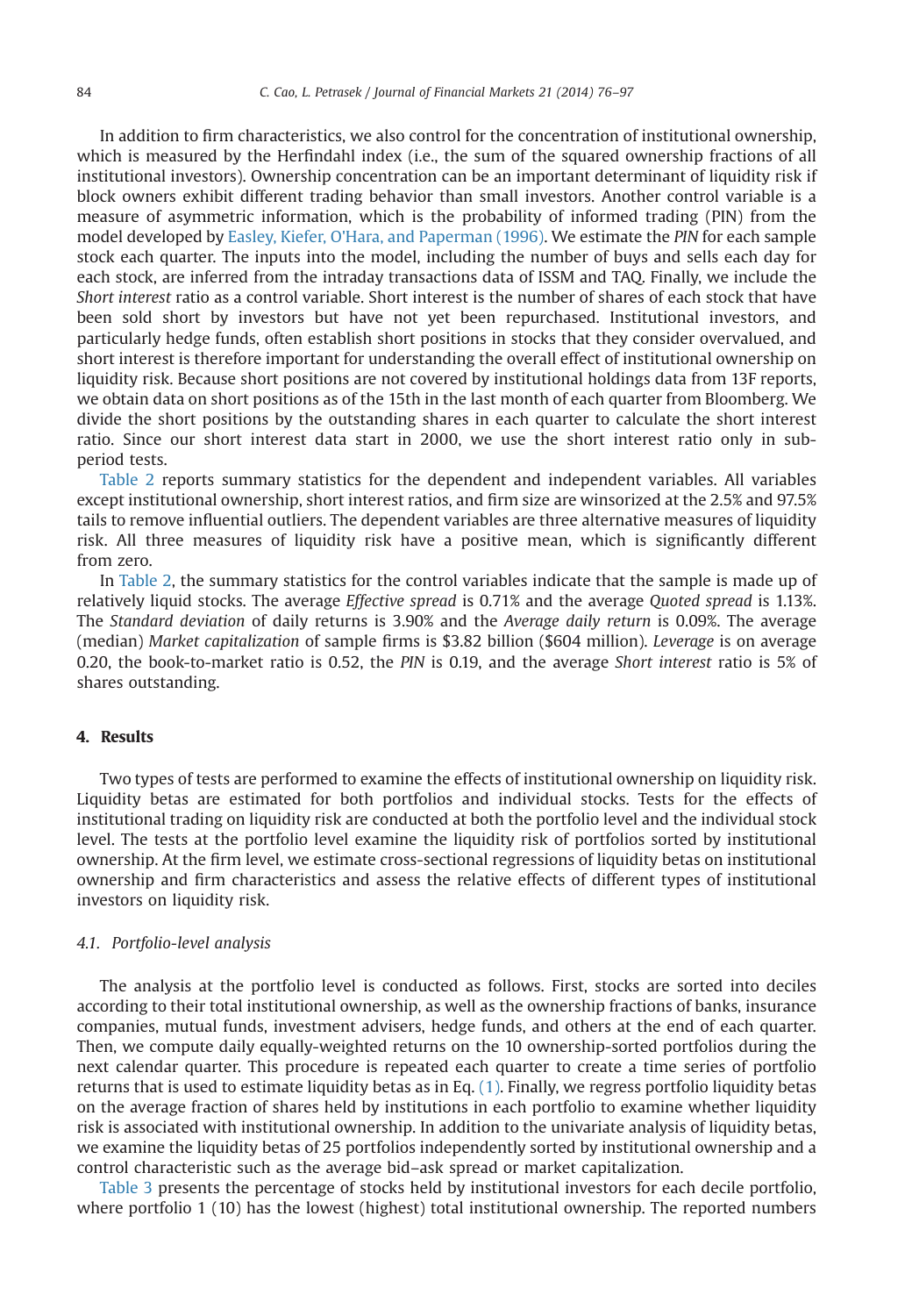In addition to firm characteristics, we also control for the concentration of institutional ownership, which is measured by the Herfindahl index (i.e., the sum of the squared ownership fractions of all institutional investors). Ownership concentration can be an important determinant of liquidity risk if block owners exhibit different trading behavior than small investors. Another control variable is a measure of asymmetric information, which is the probability of informed trading (PIN) from the model developed by Easley, Kiefer, O'Hara, and Paperman (1996). We estimate the *PIN* for each sample stock each quarter. The inputs into the model, including the number of buys and sells each day for each stock, are inferred from the intraday transactions data of ISSM and TAQ. Finally, we include the *Short interest* ratio as a control variable. Short interest is the number of shares of each stock that have been sold short by investors but have not yet been repurchased. Institutional investors, and particularly hedge funds, often establish short positions in stocks that they consider overvalued, and short interest is therefore important for understanding the overall effect of institutional ownership on liquidity risk. Because short positions are not covered by institutional holdings data from 13F reports, we obtain data on short positions as of the 15th in the last month of each quarter from Bloomberg. We divide the short positions by the outstanding shares in each quarter to calculate the short interest ratio. Since our short interest data start in 2000, we use the short interest ratio only in subperiod tests.

Table 2 reports summary statistics for the dependent and independent variables. All variables except institutional ownership, short interest ratios, and firm size are winsorized at the 2.5% and 97.5% tails to remove influential outliers. The dependent variables are three alternative measures of liquidity risk. All three measures of liquidity risk have a positive mean, which is significantly different from zero.

In Table 2, the summary statistics for the control variables indicate that the sample is made up of relatively liquid stocks. The average *Effective spread* is 0.71% and the average *Quoted spread* is 1.13%. The *Standard deviation* of daily returns is 3.90% and the *Average daily return* is 0.09%. The average (median) *Market capitalization* of sample firms is \$3.82 billion (\$604 million). *Leverage* is on average 0.20, the book-to-market ratio is 0.52, the *PIN* is 0.19, and the average *Short interest* ratio is 5% of shares outstanding.

## 4. Results

Two types of tests are performed to examine the effects of institutional ownership on liquidity risk. Liquidity betas are estimated for both portfolios and individual stocks. Tests for the effects of institutional trading on liquidity risk are conducted at both the portfolio level and the individual stock level. The tests at the portfolio level examine the liquidity risk of portfolios sorted by institutional ownership. At the firm level, we estimate cross-sectional regressions of liquidity betas on institutional ownership and firm characteristics and assess the relative effects of different types of institutional investors on liquidity risk.

### 4.1. Portfolio-level analysis

The analysis at the portfolio level is conducted as follows. First, stocks are sorted into deciles according to their total institutional ownership, as well as the ownership fractions of banks, insurance companies, mutual funds, investment advisers, hedge funds, and others at the end of each quarter. Then, we compute daily equally-weighted returns on the 10 ownership-sorted portfolios during the next calendar quarter. This procedure is repeated each quarter to create a time series of portfolio returns that is used to estimate liquidity betas as in Eq. (1). Finally, we regress portfolio liquidity betas on the average fraction of shares held by institutions in each portfolio to examine whether liquidity risk is associated with institutional ownership. In addition to the univariate analysis of liquidity betas, we examine the liquidity betas of 25 portfolios independently sorted by institutional ownership and a control characteristic such as the average bid–ask spread or market capitalization.

Table 3 presents the percentage of stocks held by institutional investors for each decile portfolio, where portfolio 1 (10) has the lowest (highest) total institutional ownership. The reported numbers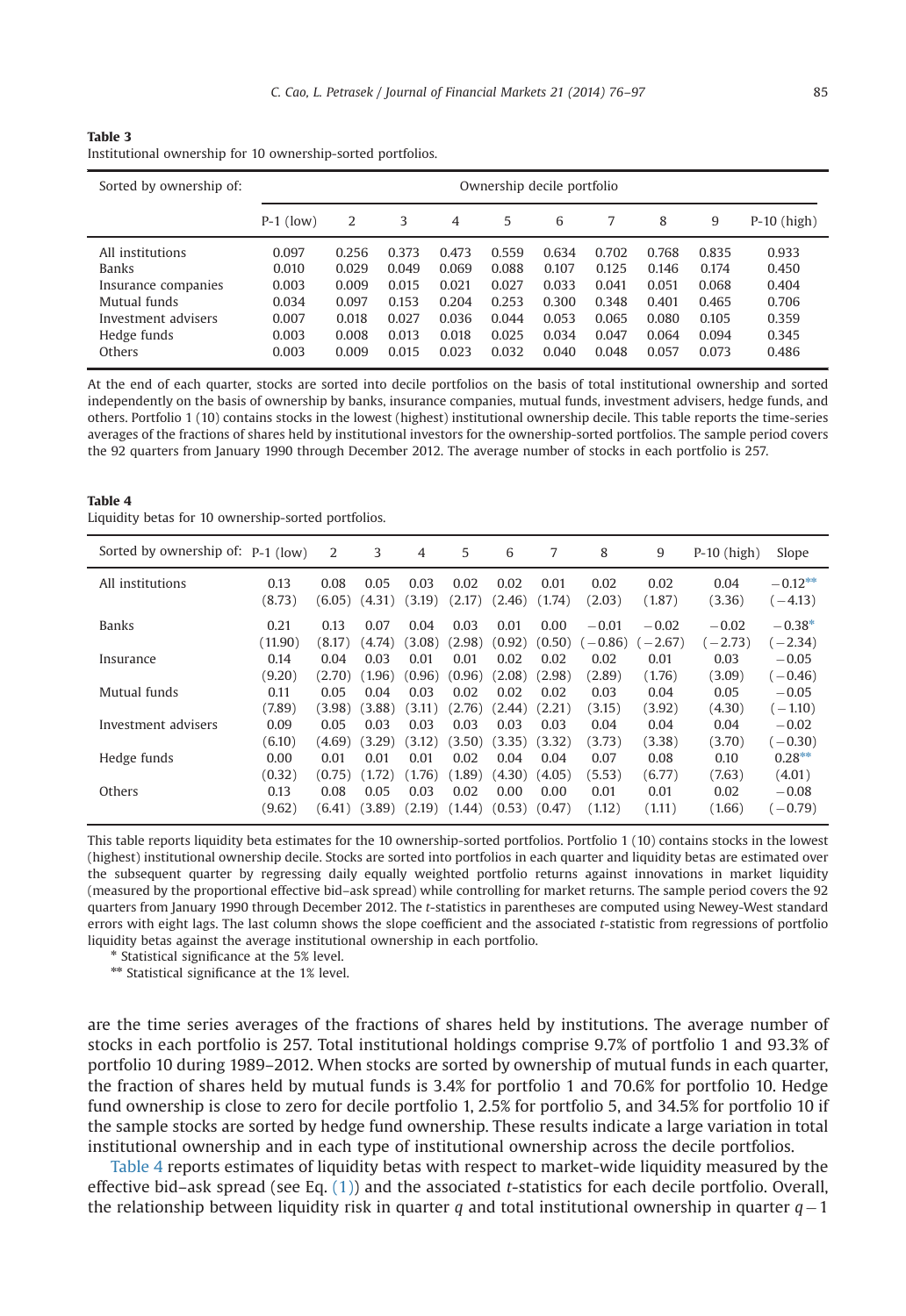**Table 3**
Institutional ownership for 10 ownership-sorted portfolios.

| Sorted by ownership of: | Ownership decile portfolio | | | | | | | | | |
|---|---|---|---|---|---|---|---|---|---|---|
| | P-1 (low) | 2 | 3 | 4 | 5 | 6 | 7 | 8 | 9 | P-10 (high) |
| All institutions | 0.097 | 0.256 | 0.373 | 0.473 | 0.559 | 0.634 | 0.702 | 0.768 | 0.835 | 0.933 |
| Banks | 0.010 | 0.029 | 0.049 | 0.069 | 0.088 | 0.107 | 0.125 | 0.146 | 0.174 | 0.450 |
| Insurance companies | 0.003 | 0.009 | 0.015 | 0.021 | 0.027 | 0.033 | 0.041 | 0.051 | 0.068 | 0.404 |
| Mutual funds | 0.034 | 0.097 | 0.153 | 0.204 | 0.253 | 0.300 | 0.348 | 0.401 | 0.465 | 0.706 |
| Investment advisers | 0.007 | 0.018 | 0.027 | 0.036 | 0.044 | 0.053 | 0.065 | 0.080 | 0.105 | 0.359 |
| Hedge funds | 0.003 | 0.008 | 0.013 | 0.018 | 0.025 | 0.034 | 0.047 | 0.064 | 0.094 | 0.345 |
| Others | 0.003 | 0.009 | 0.015 | 0.023 | 0.032 | 0.040 | 0.048 | 0.057 | 0.073 | 0.486 |

At the end of each quarter, stocks are sorted into decile portfolios on the basis of total institutional ownership and sorted independently on the basis of ownership by banks, insurance companies, mutual funds, investment advisers, hedge funds, and others. Portfolio 1 (10) contains stocks in the lowest (highest) institutional ownership decile. This table reports the time-series averages of the fractions of shares held by institutional investors for the ownership-sorted portfolios. The sample period covers the 92 quarters from January 1990 through December 2012. The average number of stocks in each portfolio is 257.

**Table 4**
Liquidity betas for 10 ownership-sorted portfolios.

| Sorted by ownership of: | P-1 (low) | 2 | 3 | 4 | 5 | 6 | 7 | 8 | 9 | P-10 (high) | Slope |
|---|---|---|---|---|---|---|---|---|---|---|---|
| All institutions | 0.13 | 0.08 | 0.05 | 0.03 | 0.02 | 0.02 | 0.01 | 0.02 | 0.02 | 0.04 | −0.12** |
| | (8.73) | (6.05) | (4.31) | (3.19) | (2.17) | (2.46) | (1.74) | (2.03) | (1.87) | (3.36) | (−4.13) |
| Banks | 0.21 | 0.13 | 0.07 | 0.04 | 0.03 | 0.01 | 0.00 | −0.01 | −0.02 | −0.02 | −0.38* |
| | (11.90) | (8.17) | (4.74) | (3.08) | (2.98) | (0.92) | (0.50) | (−0.86) | (−2.67) | (−2.73) | (−2.34) |
| Insurance | 0.14 | 0.04 | 0.03 | 0.01 | 0.01 | 0.02 | 0.02 | 0.02 | 0.01 | 0.03 | −0.05 |
| | (9.20) | (2.70) | (1.96) | (0.96) | (0.96) | (2.08) | (2.98) | (2.89) | (1.76) | (3.09) | (−0.46) |
| Mutual funds | 0.11 | 0.05 | 0.04 | 0.03 | 0.02 | 0.02 | 0.02 | 0.03 | 0.04 | 0.05 | −0.05 |
| | (7.89) | (3.98) | (3.88) | (3.11) | (2.76) | (2.44) | (2.21) | (3.15) | (3.92) | (4.30) | (−1.10) |
| Investment advisers | 0.09 | 0.05 | 0.03 | 0.03 | 0.03 | 0.03 | 0.03 | 0.04 | 0.04 | 0.04 | −0.02 |
| | (6.10) | (4.69) | (3.29) | (3.12) | (3.50) | (3.35) | (3.32) | (3.73) | (3.38) | (3.70) | (−0.30) |
| Hedge funds | 0.00 | 0.01 | 0.01 | 0.01 | 0.02 | 0.04 | 0.04 | 0.07 | 0.08 | 0.10 | 0.28** |
| | (0.32) | (0.75) | (1.72) | (1.76) | (1.89) | (4.30) | (4.05) | (5.53) | (6.77) | (7.63) | (4.01) |
| Others | 0.13 | 0.08 | 0.05 | 0.03 | 0.02 | 0.00 | 0.00 | 0.01 | 0.01 | 0.02 | −0.08 |
| | (9.62) | (6.41) | (3.89) | (2.19) | (1.44) | (0.53) | (0.47) | (1.12) | (1.11) | (1.66) | (−0.79) |

This table reports liquidity beta estimates for the 10 ownership-sorted portfolios. Portfolio 1 (10) contains stocks in the lowest (highest) institutional ownership decile. Stocks are sorted into portfolios in each quarter and liquidity betas are estimated over the subsequent quarter by regressing daily equally weighted portfolio returns against innovations in market liquidity (measured by the proportional effective bid–ask spread) while controlling for market returns. The sample period covers the 92 quarters from January 1990 through December 2012. The *t*-statistics in parentheses are computed using Newey-West standard errors with eight lags. The last column shows the slope coefficient and the associated *t*-statistic from regressions of portfolio liquidity betas against the average institutional ownership in each portfolio.

\* Statistical significance at the 5% level.

\*\* Statistical significance at the 1% level.

are the time series averages of the fractions of shares held by institutions. The average number of stocks in each portfolio is 257. Total institutional holdings comprise 9.7% of portfolio 1 and 93.3% of portfolio 10 during 1989–2012. When stocks are sorted by ownership of mutual funds in each quarter, the fraction of shares held by mutual funds is 3.4% for portfolio 1 and 70.6% for portfolio 10. Hedge fund ownership is close to zero for decile portfolio 1, 2.5% for portfolio 5, and 34.5% for portfolio 10 if the sample stocks are sorted by hedge fund ownership. These results indicate a large variation in total institutional ownership and in each type of institutional ownership across the decile portfolios.

Table 4 reports estimates of liquidity betas with respect to market-wide liquidity measured by the effective bid–ask spread (see Eq. (1)) and the associated *t*-statistics for each decile portfolio. Overall, the relationship between liquidity risk in quarter $q$ and total institutional ownership in quarter $q-1$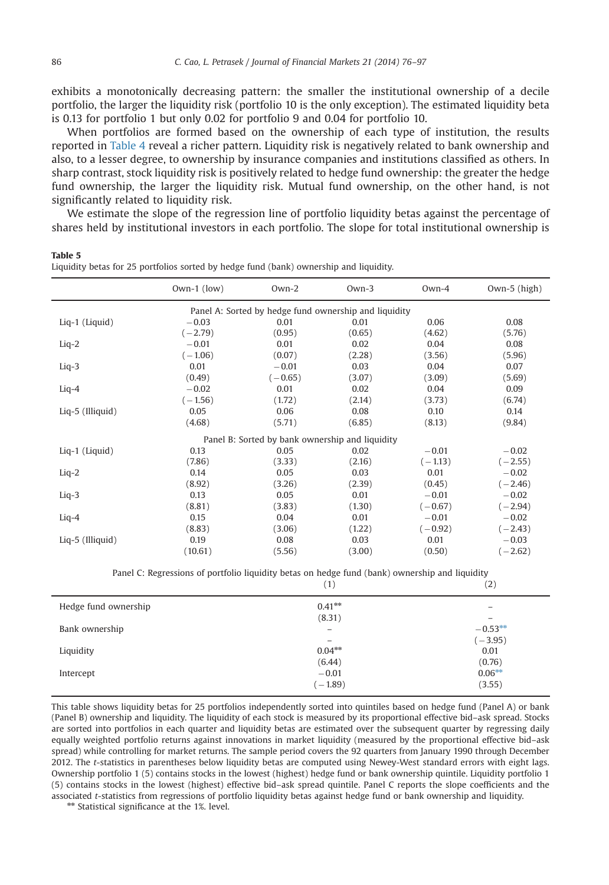exhibits a monotonically decreasing pattern: the smaller the institutional ownership of a decile portfolio, the larger the liquidity risk (portfolio 10 is the only exception). The estimated liquidity beta is 0.13 for portfolio 1 but only 0.02 for portfolio 9 and 0.04 for portfolio 10.

When portfolios are formed based on the ownership of each type of institution, the results reported in Table 4 reveal a richer pattern. Liquidity risk is negatively related to bank ownership and also, to a lesser degree, to ownership by insurance companies and institutions classified as others. In sharp contrast, stock liquidity risk is positively related to hedge fund ownership: the greater the hedge fund ownership, the larger the liquidity risk. Mutual fund ownership, on the other hand, is not significantly related to liquidity risk.

We estimate the slope of the regression line of portfolio liquidity betas against the percentage of shares held by institutional investors in each portfolio. The slope for total institutional ownership is

**Table 5**
Liquidity betas for 25 portfolios sorted by hedge fund (bank) ownership and liquidity.

| | Own-1 (low) | Own-2 | Own-3 | Own-4 | Own-5 (high) |
|---|---|---|---|---|---|
| **Panel A: Sorted by hedge fund ownership and liquidity** | | | | | |
| Liq-1 (Liquid) | −0.03 | 0.01 | 0.01 | 0.06 | 0.08 |
| | (−2.79) | (0.95) | (0.65) | (4.62) | (5.76) |
| Liq-2 | −0.01 | 0.01 | 0.02 | 0.04 | 0.08 |
| | (−1.06) | (0.07) | (2.28) | (3.56) | (5.96) |
| Liq-3 | 0.01 | −0.01 | 0.03 | 0.04 | 0.07 |
| | (0.49) | (−0.65) | (3.07) | (3.09) | (5.69) |
| Liq-4 | −0.02 | 0.01 | 0.02 | 0.04 | 0.09 |
| | (−1.56) | (1.72) | (2.14) | (3.73) | (6.74) |
| Liq-5 (Illiquid) | 0.05 | 0.06 | 0.08 | 0.10 | 0.14 |
| | (4.68) | (5.71) | (6.85) | (8.13) | (9.84) |
| **Panel B: Sorted by bank ownership and liquidity** | | | | | |
| Liq-1 (Liquid) | 0.13 | 0.05 | 0.02 | −0.01 | −0.02 |
| | (7.86) | (3.33) | (2.16) | (−1.13) | (−2.55) |
| Liq-2 | 0.14 | 0.05 | 0.03 | 0.01 | −0.02 |
| | (8.92) | (3.26) | (2.39) | (0.45) | (−2.46) |
| Liq-3 | 0.13 | 0.05 | 0.01 | −0.01 | −0.02 |
| | (8.81) | (3.83) | (1.30) | (−0.67) | (−2.94) |
| Liq-4 | 0.15 | 0.04 | 0.01 | −0.01 | −0.02 |
| | (8.83) | (3.06) | (1.22) | (−0.92) | (−2.43) |
| Liq-5 (Illiquid) | 0.19 | 0.08 | 0.03 | 0.01 | −0.03 |
| | (10.61) | (5.56) | (3.00) | (0.50) | (−2.62) |

Panel C: Regressions of portfolio liquidity betas on hedge fund (bank) ownership and liquidity

| | (1) | (2) |
|---|---|---|
| Hedge fund ownership | 0.41** | – |
| | (8.31) | – |
| Bank ownership | – | −0.53** |
| | – | (−3.95) |
| Liquidity | 0.04** | 0.01 |
| | (6.44) | (0.76) |
| Intercept | −0.01 | 0.06** |
| | (−1.89) | (3.55) |

This table shows liquidity betas for 25 portfolios independently sorted into quintiles based on hedge fund (Panel A) or bank (Panel B) ownership and liquidity. The liquidity of each stock is measured by its proportional effective bid–ask spread. Stocks are sorted into portfolios in each quarter and liquidity betas are estimated over the subsequent quarter by regressing daily equally weighted portfolio returns against innovations in market liquidity (measured by the proportional effective bid–ask spread) while controlling for market returns. The sample period covers the 92 quarters from January 1990 through December 2012. The *t*-statistics in parentheses below liquidity betas are computed using Newey-West standard errors with eight lags. Ownership portfolio 1 (5) contains stocks in the lowest (highest) hedge fund or bank ownership quintile. Liquidity portfolio 1 (5) contains stocks in the lowest (highest) effective bid–ask spread quintile. Panel C reports the slope coefficients and the associated *t*-statistics from regressions of portfolio liquidity betas against hedge fund or bank ownership and liquidity.

** Statistical significance at the 1%. level.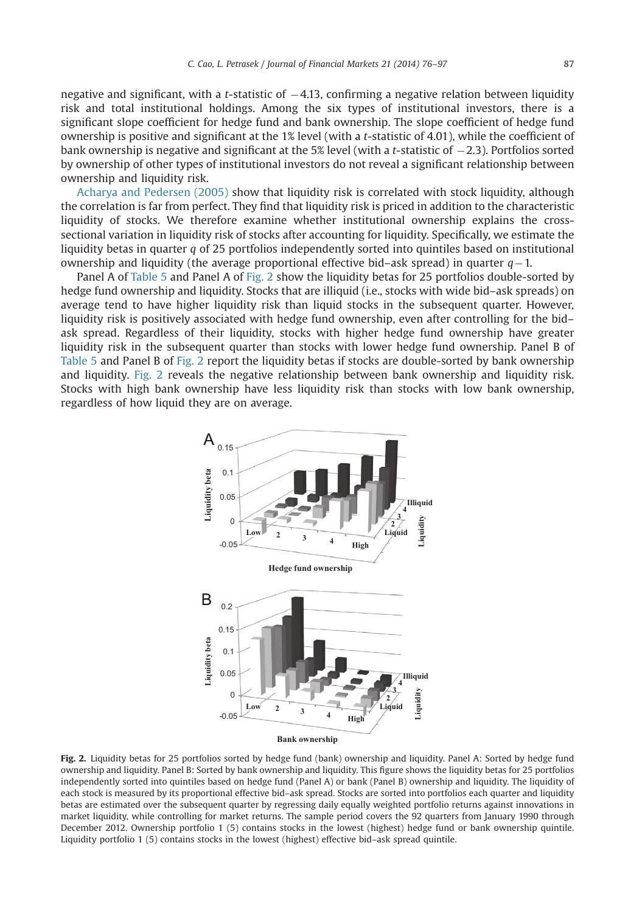negative and significant, with a $t$-statistic of $-4.13$, confirming a negative relation between liquidity risk and total institutional holdings. Among the six types of institutional investors, there is a significant slope coefficient for hedge fund and bank ownership. The slope coefficient of hedge fund ownership is positive and significant at the 1% level (with a $t$-statistic of 4.01), while the coefficient of bank ownership is negative and significant at the 5% level (with a $t$-statistic of $-2.3$). Portfolios sorted by ownership of other types of institutional investors do not reveal a significant relationship between ownership and liquidity risk.

Acharya and Pedersen (2005) show that liquidity risk is correlated with stock liquidity, although the correlation is far from perfect. They find that liquidity risk is priced in addition to the characteristic liquidity of stocks. We therefore examine whether institutional ownership explains the cross-sectional variation in liquidity risk of stocks after accounting for liquidity. Specifically, we estimate the liquidity betas in quarter $q$ of 25 portfolios independently sorted into quintiles based on institutional ownership and liquidity (the average proportional effective bid–ask spread) in quarter $q-1$.

Panel A of Table 5 and Panel A of Fig. 2 show the liquidity betas for 25 portfolios double-sorted by hedge fund ownership and liquidity. Stocks that are illiquid (i.e., stocks with wide bid–ask spreads) on average tend to have higher liquidity risk than liquid stocks in the subsequent quarter. However, liquidity risk is positively associated with hedge fund ownership, even after controlling for the bid–ask spread. Regardless of their liquidity, stocks with higher hedge fund ownership have greater liquidity risk in the subsequent quarter than stocks with lower hedge fund ownership. Panel B of Table 5 and Panel B of Fig. 2 report the liquidity betas if stocks are double-sorted by bank ownership and liquidity. Fig. 2 reveals the negative relationship between bank ownership and liquidity risk. Stocks with high bank ownership have less liquidity risk than stocks with low bank ownership, regardless of how liquid they are on average.

**Fig. 2.** Liquidity betas for 25 portfolios sorted by hedge fund (bank) ownership and liquidity. Panel A: Sorted by hedge fund ownership and liquidity. Panel B: Sorted by bank ownership and liquidity. This figure shows the liquidity betas for 25 portfolios independently sorted into quintiles based on hedge fund (Panel A) or bank (Panel B) ownership and liquidity. The liquidity of each stock is measured by its proportional effective bid–ask spread. Stocks are sorted into portfolios each quarter and liquidity betas are estimated over the subsequent quarter by regressing daily equally weighted portfolio returns against innovations in market liquidity, while controlling for market returns. The sample period covers the 92 quarters from January 1990 through December 2012. Ownership portfolio 1 (5) contains stocks in the lowest (highest) hedge fund or bank ownership quintile. Liquidity portfolio 1 (5) contains stocks in the lowest (highest) effective bid–ask spread quintile.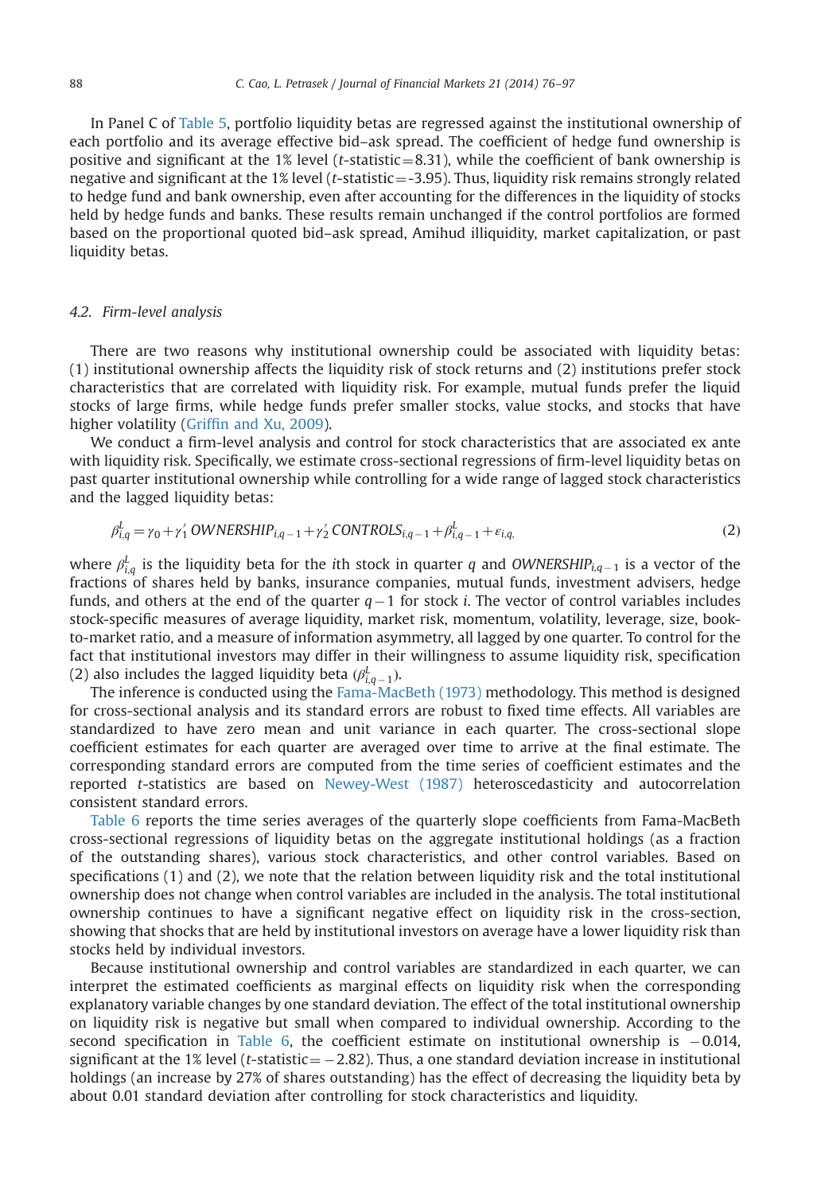In Panel C of Table 5, portfolio liquidity betas are regressed against the institutional ownership of each portfolio and its average effective bid–ask spread. The coefficient of hedge fund ownership is positive and significant at the 1% level ($t$-statistic=8.31), while the coefficient of bank ownership is negative and significant at the 1% level ($t$-statistic=-3.95). Thus, liquidity risk remains strongly related to hedge fund and bank ownership, even after accounting for the differences in the liquidity of stocks held by hedge funds and banks. These results remain unchanged if the control portfolios are formed based on the proportional quoted bid–ask spread, Amihud illiquidity, market capitalization, or past liquidity betas.

### 4.2. Firm-level analysis

There are two reasons why institutional ownership could be associated with liquidity betas: (1) institutional ownership affects the liquidity risk of stock returns and (2) institutions prefer stock characteristics that are correlated with liquidity risk. For example, mutual funds prefer the liquid stocks of large firms, while hedge funds prefer smaller stocks, value stocks, and stocks that have higher volatility (Griffin and Xu, 2009).

We conduct a firm-level analysis and control for stock characteristics that are associated ex ante with liquidity risk. Specifically, we estimate cross-sectional regressions of firm-level liquidity betas on past quarter institutional ownership while controlling for a wide range of lagged stock characteristics and the lagged liquidity betas:

$$\beta^L_{i,q} = \gamma_0 + \gamma'_1\, OWNERSHIP_{i,q-1} + \gamma'_2\, CONTROLS_{i,q-1} + \beta^L_{i,q-1} + \varepsilon_{i,q}, \tag{2}$$

where $\beta^L_{i,q}$ is the liquidity beta for the $i$th stock in quarter $q$ and $OWNERSHIP_{i,q-1}$ is a vector of the fractions of shares held by banks, insurance companies, mutual funds, investment advisers, hedge funds, and others at the end of the quarter $q-1$ for stock $i$. The vector of control variables includes stock-specific measures of average liquidity, market risk, momentum, volatility, leverage, size, book-to-market ratio, and a measure of information asymmetry, all lagged by one quarter. To control for the fact that institutional investors may differ in their willingness to assume liquidity risk, specification (2) also includes the lagged liquidity beta ($\beta^L_{i,q-1}$).

The inference is conducted using the Fama-MacBeth (1973) methodology. This method is designed for cross-sectional analysis and its standard errors are robust to fixed time effects. All variables are standardized to have zero mean and unit variance in each quarter. The cross-sectional slope coefficient estimates for each quarter are averaged over time to arrive at the final estimate. The corresponding standard errors are computed from the time series of coefficient estimates and the reported $t$-statistics are based on Newey-West (1987) heteroscedasticity and autocorrelation consistent standard errors.

Table 6 reports the time series averages of the quarterly slope coefficients from Fama-MacBeth cross-sectional regressions of liquidity betas on the aggregate institutional holdings (as a fraction of the outstanding shares), various stock characteristics, and other control variables. Based on specifications (1) and (2), we note that the relation between liquidity risk and the total institutional ownership does not change when control variables are included in the analysis. The total institutional ownership continues to have a significant negative effect on liquidity risk in the cross-section, showing that shocks that are held by institutional investors on average have a lower liquidity risk than stocks held by individual investors.

Because institutional ownership and control variables are standardized in each quarter, we can interpret the estimated coefficients as marginal effects on liquidity risk when the corresponding explanatory variable changes by one standard deviation. The effect of the total institutional ownership on liquidity risk is negative but small when compared to individual ownership. According to the second specification in Table 6, the coefficient estimate on institutional ownership is $-0.014$, significant at the 1% level ($t$-statistic$=-2.82$). Thus, a one standard deviation increase in institutional holdings (an increase by 27% of shares outstanding) has the effect of decreasing the liquidity beta by about 0.01 standard deviation after controlling for stock characteristics and liquidity.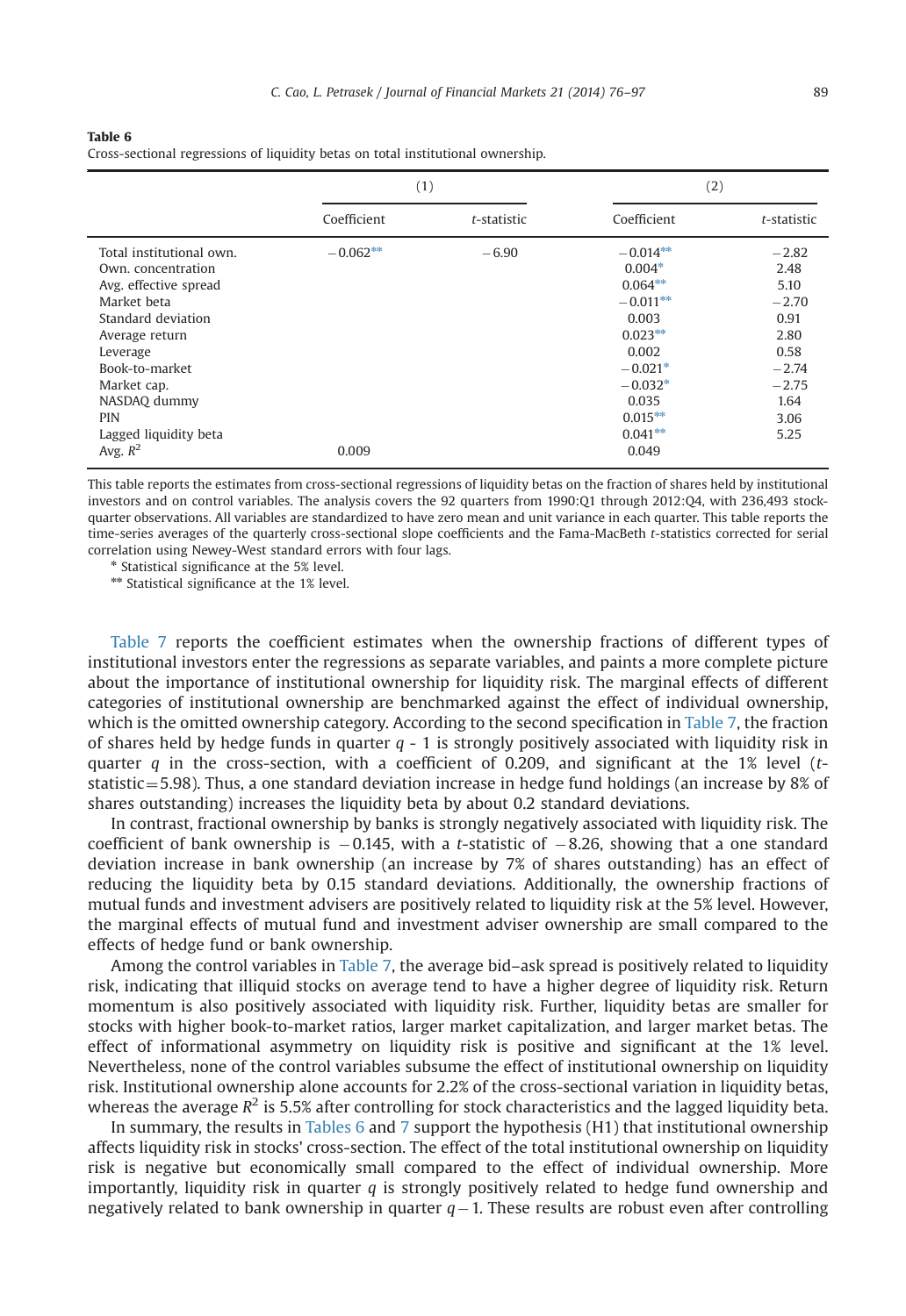**Table 6**
Cross-sectional regressions of liquidity betas on total institutional ownership.

| | (1) | | (2) | |
|---|---|---|---|---|
| | Coefficient | *t*-statistic | Coefficient | *t*-statistic |
| Total institutional own. | −0.062** | −6.90 | −0.014** | −2.82 |
| Own. concentration | | | 0.004* | 2.48 |
| Avg. effective spread | | | 0.064** | 5.10 |
| Market beta | | | −0.011** | −2.70 |
| Standard deviation | | | 0.003 | 0.91 |
| Average return | | | 0.023** | 2.80 |
| Leverage | | | 0.002 | 0.58 |
| Book-to-market | | | −0.021* | −2.74 |
| Market cap. | | | −0.032* | −2.75 |
| NASDAQ dummy | | | 0.035 | 1.64 |
| PIN | | | 0.015** | 3.06 |
| Lagged liquidity beta | | | 0.041** | 5.25 |
| Avg. $R^2$ | 0.009 | | 0.049 | |

This table reports the estimates from cross-sectional regressions of liquidity betas on the fraction of shares held by institutional investors and on control variables. The analysis covers the 92 quarters from 1990:Q1 through 2012:Q4, with 236,493 stock-quarter observations. All variables are standardized to have zero mean and unit variance in each quarter. This table reports the time-series averages of the quarterly cross-sectional slope coefficients and the Fama-MacBeth *t*-statistics corrected for serial correlation using Newey-West standard errors with four lags.

\* Statistical significance at the 5% level.

\** Statistical significance at the 1% level.

Table 7 reports the coefficient estimates when the ownership fractions of different types of institutional investors enter the regressions as separate variables, and paints a more complete picture about the importance of institutional ownership for liquidity risk. The marginal effects of different categories of institutional ownership are benchmarked against the effect of individual ownership, which is the omitted ownership category. According to the second specification in Table 7, the fraction of shares held by hedge funds in quarter $q$ - 1 is strongly positively associated with liquidity risk in quarter $q$ in the cross-section, with a coefficient of 0.209, and significant at the 1% level ($t$-statistic=5.98). Thus, a one standard deviation increase in hedge fund holdings (an increase by 8% of shares outstanding) increases the liquidity beta by about 0.2 standard deviations.

In contrast, fractional ownership by banks is strongly negatively associated with liquidity risk. The coefficient of bank ownership is −0.145, with a $t$-statistic of −8.26, showing that a one standard deviation increase in bank ownership (an increase by 7% of shares outstanding) has an effect of reducing the liquidity beta by 0.15 standard deviations. Additionally, the ownership fractions of mutual funds and investment advisers are positively related to liquidity risk at the 5% level. However, the marginal effects of mutual fund and investment adviser ownership are small compared to the effects of hedge fund or bank ownership.

Among the control variables in Table 7, the average bid–ask spread is positively related to liquidity risk, indicating that illiquid stocks on average tend to have a higher degree of liquidity risk. Return momentum is also positively associated with liquidity risk. Further, liquidity betas are smaller for stocks with higher book-to-market ratios, larger market capitalization, and larger market betas. The effect of informational asymmetry on liquidity risk is positive and significant at the 1% level. Nevertheless, none of the control variables subsume the effect of institutional ownership on liquidity risk. Institutional ownership alone accounts for 2.2% of the cross-sectional variation in liquidity betas, whereas the average $R^2$ is 5.5% after controlling for stock characteristics and the lagged liquidity beta.

In summary, the results in Tables 6 and 7 support the hypothesis (H1) that institutional ownership affects liquidity risk in stocks' cross-section. The effect of the total institutional ownership on liquidity risk is negative but economically small compared to the effect of individual ownership. More importantly, liquidity risk in quarter $q$ is strongly positively related to hedge fund ownership and negatively related to bank ownership in quarter $q-1$. These results are robust even after controlling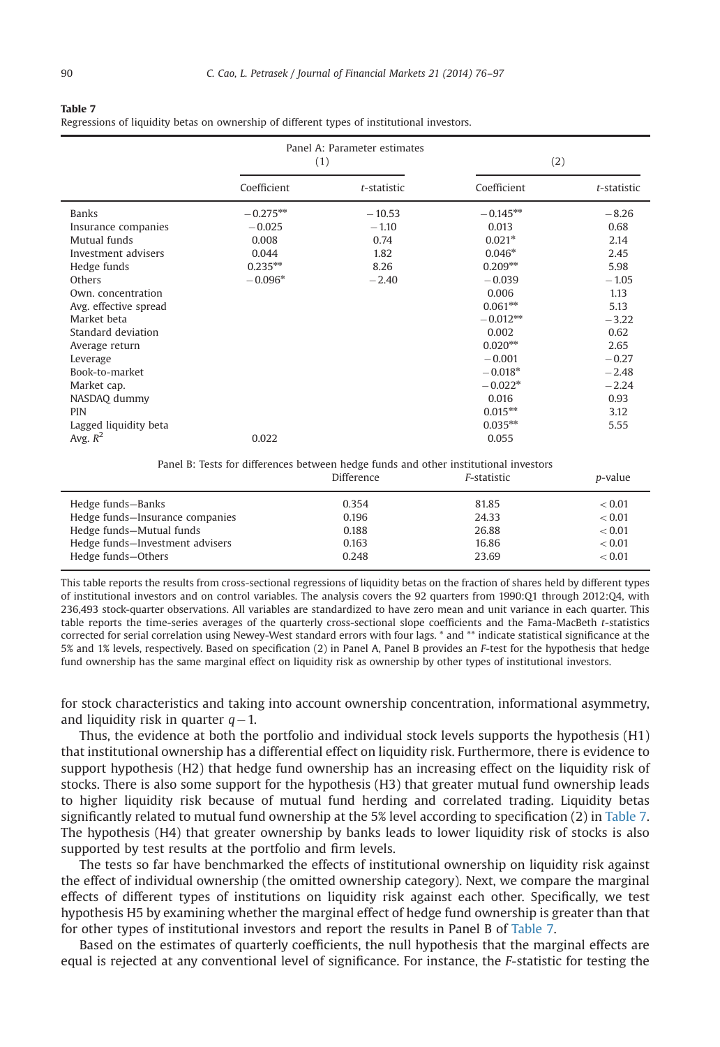**Table 7**

Regressions of liquidity betas on ownership of different types of institutional investors.

| Panel A: Parameter estimates | (1) | | (2) | |
|---|---|---|---|---|
| | Coefficient | $t$-statistic | Coefficient | $t$-statistic |
| Banks | −0.275** | −10.53 | −0.145** | −8.26 |
| Insurance companies | −0.025 | −1.10 | 0.013 | 0.68 |
| Mutual funds | 0.008 | 0.74 | 0.021* | 2.14 |
| Investment advisers | 0.044 | 1.82 | 0.046* | 2.45 |
| Hedge funds | 0.235** | 8.26 | 0.209** | 5.98 |
| Others | −0.096* | −2.40 | −0.039 | −1.05 |
| Own. concentration | | | 0.006 | 1.13 |
| Avg. effective spread | | | 0.061** | 5.13 |
| Market beta | | | −0.012** | −3.22 |
| Standard deviation | | | 0.002 | 0.62 |
| Average return | | | 0.020** | 2.65 |
| Leverage | | | −0.001 | −0.27 |
| Book-to-market | | | −0.018* | −2.48 |
| Market cap. | | | −0.022* | −2.24 |
| NASDAQ dummy | | | 0.016 | 0.93 |
| PIN | | | 0.015** | 3.12 |
| Lagged liquidity beta | | | 0.035** | 5.55 |
| Avg. $R^2$ | 0.022 | | 0.055 | |

| Panel B: Tests for differences between hedge funds and other institutional investors | Difference | $F$-statistic | $p$-value |
|---|---|---|---|
| Hedge funds–Banks | 0.354 | 81.85 | < 0.01 |
| Hedge funds–Insurance companies | 0.196 | 24.33 | < 0.01 |
| Hedge funds–Mutual funds | 0.188 | 26.88 | < 0.01 |
| Hedge funds–Investment advisers | 0.163 | 16.86 | < 0.01 |
| Hedge funds–Others | 0.248 | 23.69 | < 0.01 |

This table reports the results from cross-sectional regressions of liquidity betas on the fraction of shares held by different types of institutional investors and on control variables. The analysis covers the 92 quarters from 1990:Q1 through 2012:Q4, with 236,493 stock-quarter observations. All variables are standardized to have zero mean and unit variance in each quarter. This table reports the time-series averages of the quarterly cross-sectional slope coefficients and the Fama-MacBeth $t$-statistics corrected for serial correlation using Newey-West standard errors with four lags. * and ** indicate statistical significance at the 5% and 1% levels, respectively. Based on specification (2) in Panel A, Panel B provides an $F$-test for the hypothesis that hedge fund ownership has the same marginal effect on liquidity risk as ownership by other types of institutional investors.

for stock characteristics and taking into account ownership concentration, informational asymmetry, and liquidity risk in quarter $q-1$.

Thus, the evidence at both the portfolio and individual stock levels supports the hypothesis (H1) that institutional ownership has a differential effect on liquidity risk. Furthermore, there is evidence to support hypothesis (H2) that hedge fund ownership has an increasing effect on the liquidity risk of stocks. There is also some support for the hypothesis (H3) that greater mutual fund ownership leads to higher liquidity risk because of mutual fund herding and correlated trading. Liquidity betas significantly related to mutual fund ownership at the 5% level according to specification (2) in Table 7. The hypothesis (H4) that greater ownership by banks leads to lower liquidity risk of stocks is also supported by test results at the portfolio and firm levels.

The tests so far have benchmarked the effects of institutional ownership on liquidity risk against the effect of individual ownership (the omitted ownership category). Next, we compare the marginal effects of different types of institutions on liquidity risk against each other. Specifically, we test hypothesis H5 by examining whether the marginal effect of hedge fund ownership is greater than that for other types of institutional investors and report the results in Panel B of Table 7.

Based on the estimates of quarterly coefficients, the null hypothesis that the marginal effects are equal is rejected at any conventional level of significance. For instance, the $F$-statistic for testing the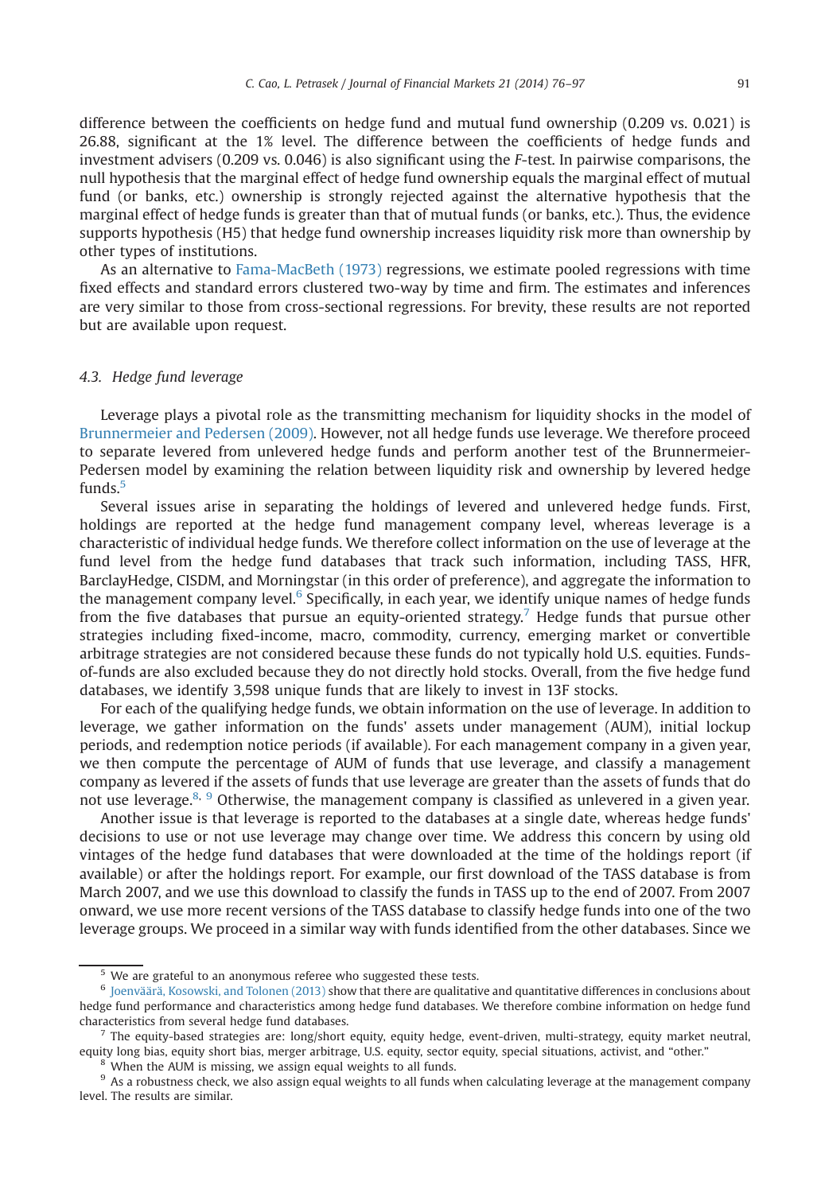difference between the coefficients on hedge fund and mutual fund ownership (0.209 vs. 0.021) is 26.88, significant at the 1% level. The difference between the coefficients of hedge funds and investment advisers (0.209 vs. 0.046) is also significant using the *F*-test. In pairwise comparisons, the null hypothesis that the marginal effect of hedge fund ownership equals the marginal effect of mutual fund (or banks, etc.) ownership is strongly rejected against the alternative hypothesis that the marginal effect of hedge funds is greater than that of mutual funds (or banks, etc.). Thus, the evidence supports hypothesis (H5) that hedge fund ownership increases liquidity risk more than ownership by other types of institutions.

As an alternative to Fama-MacBeth (1973) regressions, we estimate pooled regressions with time fixed effects and standard errors clustered two-way by time and firm. The estimates and inferences are very similar to those from cross-sectional regressions. For brevity, these results are not reported but are available upon request.

### 4.3. *Hedge fund leverage*

Leverage plays a pivotal role as the transmitting mechanism for liquidity shocks in the model of Brunnermeier and Pedersen (2009). However, not all hedge funds use leverage. We therefore proceed to separate levered from unlevered hedge funds and perform another test of the Brunnermeier-Pedersen model by examining the relation between liquidity risk and ownership by levered hedge funds.[5]

Several issues arise in separating the holdings of levered and unlevered hedge funds. First, holdings are reported at the hedge fund management company level, whereas leverage is a characteristic of individual hedge funds. We therefore collect information on the use of leverage at the fund level from the hedge fund databases that track such information, including TASS, HFR, BarclayHedge, CISDM, and Morningstar (in this order of preference), and aggregate the information to the management company level.[6] Specifically, in each year, we identify unique names of hedge funds from the five databases that pursue an equity-oriented strategy.[7] Hedge funds that pursue other strategies including fixed-income, macro, commodity, currency, emerging market or convertible arbitrage strategies are not considered because these funds do not typically hold U.S. equities. Funds-of-funds are also excluded because they do not directly hold stocks. Overall, from the five hedge fund databases, we identify 3,598 unique funds that are likely to invest in 13F stocks.

For each of the qualifying hedge funds, we obtain information on the use of leverage. In addition to leverage, we gather information on the funds' assets under management (AUM), initial lockup periods, and redemption notice periods (if available). For each management company in a given year, we then compute the percentage of AUM of funds that use leverage, and classify a management company as levered if the assets of funds that use leverage are greater than the assets of funds that do not use leverage.[8, 9] Otherwise, the management company is classified as unlevered in a given year.

Another issue is that leverage is reported to the databases at a single date, whereas hedge funds' decisions to use or not use leverage may change over time. We address this concern by using old vintages of the hedge fund databases that were downloaded at the time of the holdings report (if available) or after the holdings report. For example, our first download of the TASS database is from March 2007, and we use this download to classify the funds in TASS up to the end of 2007. From 2007 onward, we use more recent versions of the TASS database to classify hedge funds into one of the two leverage groups. We proceed in a similar way with funds identified from the other databases. Since we

---

[5] We are grateful to an anonymous referee who suggested these tests.

[6] Joenväärä, Kosowski, and Tolonen (2013) show that there are qualitative and quantitative differences in conclusions about hedge fund performance and characteristics among hedge fund databases. We therefore combine information on hedge fund characteristics from several hedge fund databases.

[7] The equity-based strategies are: long/short equity, equity hedge, event-driven, multi-strategy, equity market neutral, equity long bias, equity short bias, merger arbitrage, U.S. equity, sector equity, special situations, activist, and "other."

[8] When the AUM is missing, we assign equal weights to all funds.

[9] As a robustness check, we also assign equal weights to all funds when calculating leverage at the management company level. The results are similar.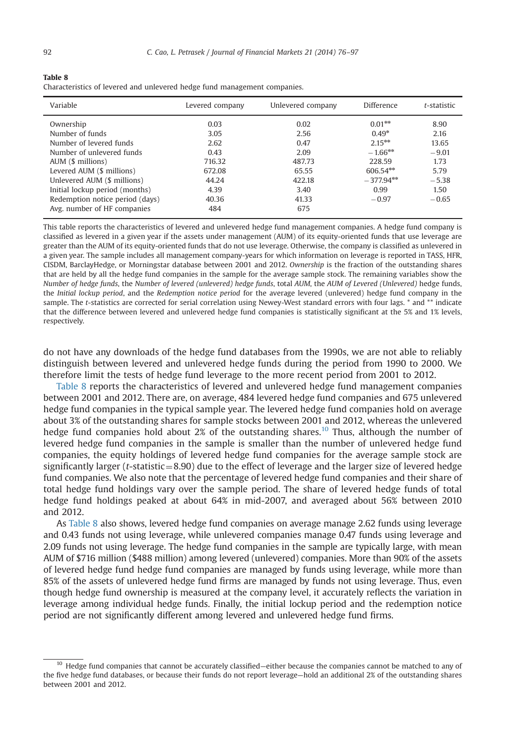**Table 8**

Characteristics of levered and unlevered hedge fund management companies.

| Variable | Levered company | Unlevered company | Difference | *t*-statistic |
|---|---|---|---|---|
| Ownership | 0.03 | 0.02 | 0.01** | 8.90 |
| Number of funds | 3.05 | 2.56 | 0.49* | 2.16 |
| Number of levered funds | 2.62 | 0.47 | 2.15** | 13.65 |
| Number of unlevered funds | 0.43 | 2.09 | −1.66** | −9.01 |
| AUM ($ millions) | 716.32 | 487.73 | 228.59 | 1.73 |
| Levered AUM ($ millions) | 672.08 | 65.55 | 606.54** | 5.79 |
| Unlevered AUM ($ millions) | 44.24 | 422.18 | −377.94** | −5.38 |
| Initial lockup period (months) | 4.39 | 3.40 | 0.99 | 1.50 |
| Redemption notice period (days) | 40.36 | 41.33 | −0.97 | −0.65 |
| Avg. number of HF companies | 484 | 675 | | |

This table reports the characteristics of levered and unlevered hedge fund management companies. A hedge fund company is classified as levered in a given year if the assets under management (AUM) of its equity-oriented funds that use leverage are greater than the AUM of its equity-oriented funds that do not use leverage. Otherwise, the company is classified as unlevered in a given year. The sample includes all management company-years for which information on leverage is reported in TASS, HFR, CISDM, BarclayHedge, or Morningstar database between 2001 and 2012. *Ownership* is the fraction of the outstanding shares that are held by all the hedge fund companies in the sample for the average sample stock. The remaining variables show the *Number of hedge funds*, the *Number of levered (unlevered) hedge funds*, total *AUM*, the *AUM of Levered (Unlevered)* hedge funds, the *Initial lockup period*, and the *Redemption notice period* for the average levered (unlevered) hedge fund company in the sample. The *t*-statistics are corrected for serial correlation using Newey-West standard errors with four lags. * and ** indicate that the difference between levered and unlevered hedge fund companies is statistically significant at the 5% and 1% levels, respectively.

do not have any downloads of the hedge fund databases from the 1990s, we are not able to reliably distinguish between levered and unlevered hedge funds during the period from 1990 to 2000. We therefore limit the tests of hedge fund leverage to the more recent period from 2001 to 2012.

Table 8 reports the characteristics of levered and unlevered hedge fund management companies between 2001 and 2012. There are, on average, 484 levered hedge fund companies and 675 unlevered hedge fund companies in the typical sample year. The levered hedge fund companies hold on average about 3% of the outstanding shares for sample stocks between 2001 and 2012, whereas the unlevered hedge fund companies hold about 2% of the outstanding shares.[10] Thus, although the number of levered hedge fund companies in the sample is smaller than the number of unlevered hedge fund companies, the equity holdings of levered hedge fund companies for the average sample stock are significantly larger ($t$-statistic$=$8.90) due to the effect of leverage and the larger size of levered hedge fund companies. We also note that the percentage of levered hedge fund companies and their share of total hedge fund holdings vary over the sample period. The share of levered hedge funds of total hedge fund holdings peaked at about 64% in mid-2007, and averaged about 56% between 2010 and 2012.

As Table 8 also shows, levered hedge fund companies on average manage 2.62 funds using leverage and 0.43 funds not using leverage, while unlevered companies manage 0.47 funds using leverage and 2.09 funds not using leverage. The hedge fund companies in the sample are typically large, with mean AUM of $716 million ($488 million) among levered (unlevered) companies. More than 90% of the assets of levered hedge fund hedge fund companies are managed by funds using leverage, while more than 85% of the assets of unlevered hedge fund firms are managed by funds not using leverage. Thus, even though hedge fund ownership is measured at the company level, it accurately reflects the variation in leverage among individual hedge funds. Finally, the initial lockup period and the redemption notice period are not significantly different among levered and unlevered hedge fund firms.

[10] Hedge fund companies that cannot be accurately classified—either because the companies cannot be matched to any of the five hedge fund databases, or because their funds do not report leverage—hold an additional 2% of the outstanding shares between 2001 and 2012.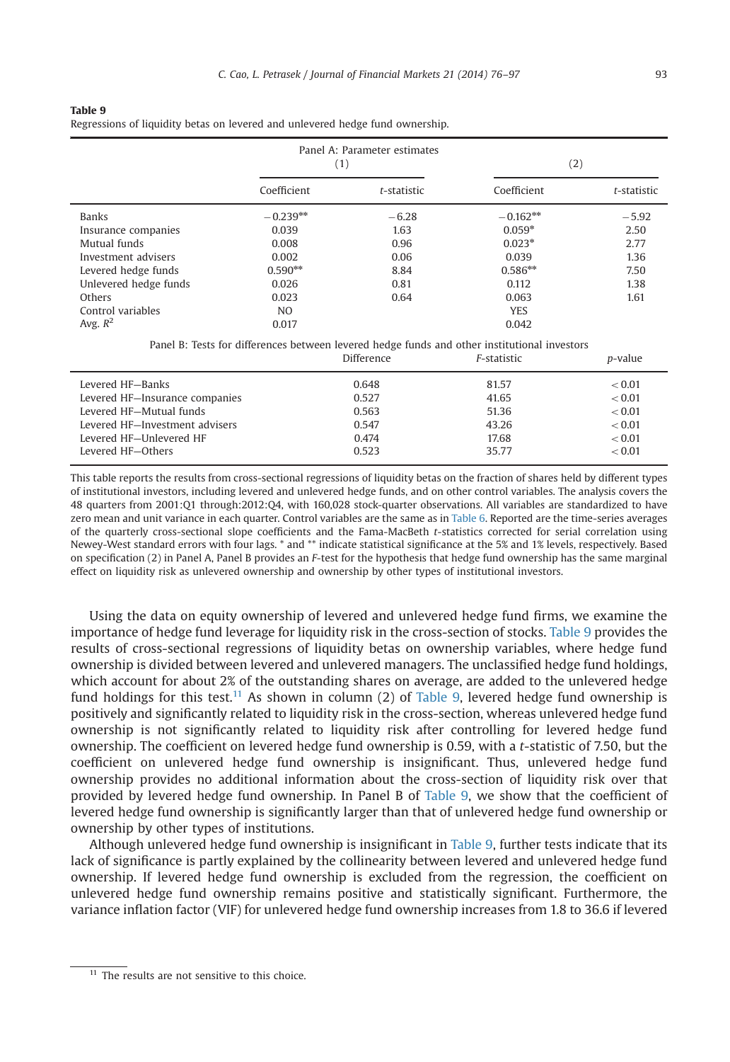**Table 9**
Regressions of liquidity betas on levered and unlevered hedge fund ownership.

| Panel A: Parameter estimates | (1) | | (2) | |
|---|---|---|---|---|
| | Coefficient | *t*-statistic | Coefficient | *t*-statistic |
| Banks | −0.239** | −6.28 | −0.162** | −5.92 |
| Insurance companies | 0.039 | 1.63 | 0.059* | 2.50 |
| Mutual funds | 0.008 | 0.96 | 0.023* | 2.77 |
| Investment advisers | 0.002 | 0.06 | 0.039 | 1.36 |
| Levered hedge funds | 0.590** | 8.84 | 0.586** | 7.50 |
| Unlevered hedge funds | 0.026 | 0.81 | 0.112 | 1.38 |
| Others | 0.023 | 0.64 | 0.063 | 1.61 |
| Control variables | NO | | YES | |
| Avg. $R^2$ | 0.017 | | 0.042 | |

| Panel B: Tests for differences between levered hedge funds and other institutional investors | Difference | *F*-statistic | *p*-value |
|---|---|---|---|
| Levered HF—Banks | 0.648 | 81.57 | <0.01 |
| Levered HF—Insurance companies | 0.527 | 41.65 | <0.01 |
| Levered HF—Mutual funds | 0.563 | 51.36 | <0.01 |
| Levered HF—Investment advisers | 0.547 | 43.26 | <0.01 |
| Levered HF—Unlevered HF | 0.474 | 17.68 | <0.01 |
| Levered HF—Others | 0.523 | 35.77 | <0.01 |

This table reports the results from cross-sectional regressions of liquidity betas on the fraction of shares held by different types of institutional investors, including levered and unlevered hedge funds, and on other control variables. The analysis covers the 48 quarters from 2001:Q1 through:2012:Q4, with 160,028 stock-quarter observations. All variables are standardized to have zero mean and unit variance in each quarter. Control variables are the same as in Table 6. Reported are the time-series averages of the quarterly cross-sectional slope coefficients and the Fama-MacBeth *t*-statistics corrected for serial correlation using Newey-West standard errors with four lags. * and ** indicate statistical significance at the 5% and 1% levels, respectively. Based on specification (2) in Panel A, Panel B provides an *F*-test for the hypothesis that hedge fund ownership has the same marginal effect on liquidity risk as unlevered ownership and ownership by other types of institutional investors.

Using the data on equity ownership of levered and unlevered hedge fund firms, we examine the importance of hedge fund leverage for liquidity risk in the cross-section of stocks. Table 9 provides the results of cross-sectional regressions of liquidity betas on ownership variables, where hedge fund ownership is divided between levered and unlevered managers. The unclassified hedge fund holdings, which account for about 2% of the outstanding shares on average, are added to the unlevered hedge fund holdings for this test.[11] As shown in column (2) of Table 9, levered hedge fund ownership is positively and significantly related to liquidity risk in the cross-section, whereas unlevered hedge fund ownership is not significantly related to liquidity risk after controlling for levered hedge fund ownership. The coefficient on levered hedge fund ownership is 0.59, with a *t*-statistic of 7.50, but the coefficient on unlevered hedge fund ownership is insignificant. Thus, unlevered hedge fund ownership provides no additional information about the cross-section of liquidity risk over that provided by levered hedge fund ownership. In Panel B of Table 9, we show that the coefficient of levered hedge fund ownership is significantly larger than that of unlevered hedge fund ownership or ownership by other types of institutions.

Although unlevered hedge fund ownership is insignificant in Table 9, further tests indicate that its lack of significance is partly explained by the collinearity between levered and unlevered hedge fund ownership. If levered hedge fund ownership is excluded from the regression, the coefficient on unlevered hedge fund ownership remains positive and statistically significant. Furthermore, the variance inflation factor (VIF) for unlevered hedge fund ownership increases from 1.8 to 36.6 if levered

[11] The results are not sensitive to this choice.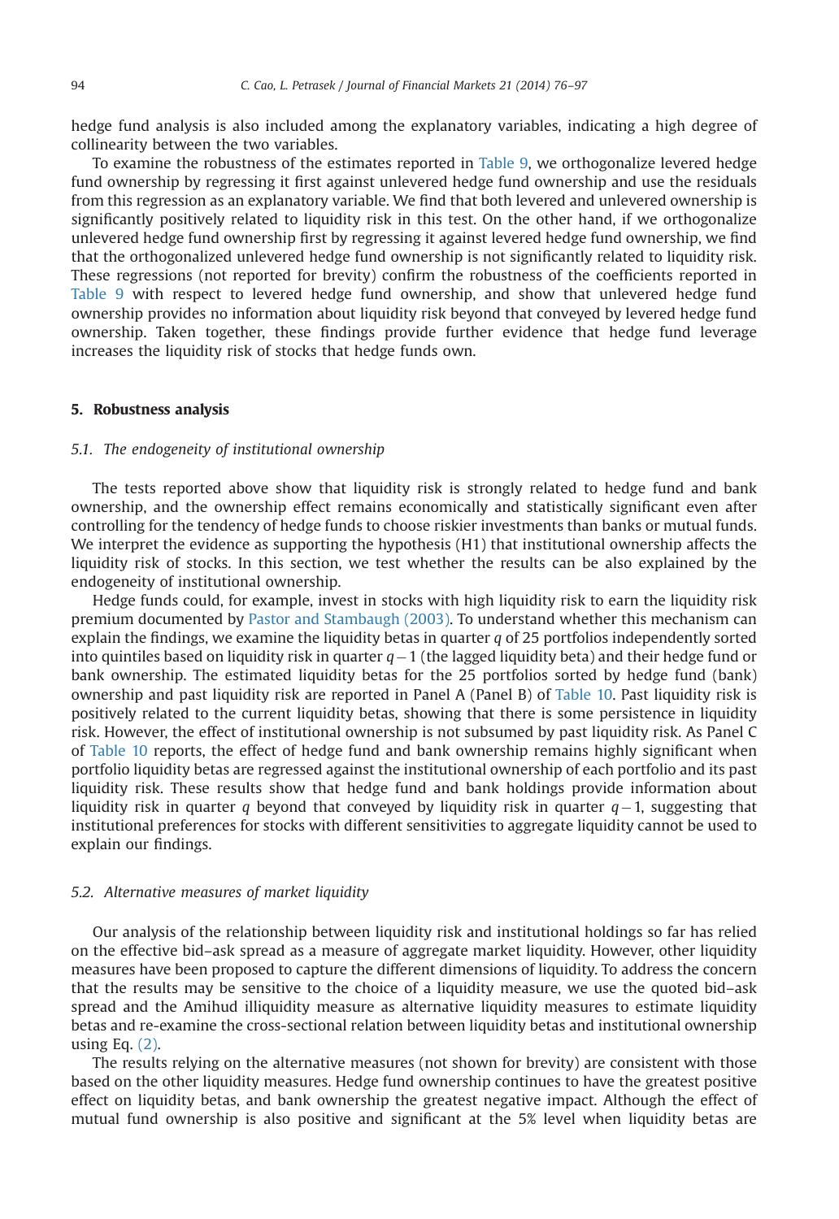hedge fund analysis is also included among the explanatory variables, indicating a high degree of collinearity between the two variables.

To examine the robustness of the estimates reported in Table 9, we orthogonalize levered hedge fund ownership by regressing it first against unlevered hedge fund ownership and use the residuals from this regression as an explanatory variable. We find that both levered and unlevered ownership is significantly positively related to liquidity risk in this test. On the other hand, if we orthogonalize unlevered hedge fund ownership first by regressing it against levered hedge fund ownership, we find that the orthogonalized unlevered hedge fund ownership is not significantly related to liquidity risk. These regressions (not reported for brevity) confirm the robustness of the coefficients reported in Table 9 with respect to levered hedge fund ownership, and show that unlevered hedge fund ownership provides no information about liquidity risk beyond that conveyed by levered hedge fund ownership. Taken together, these findings provide further evidence that hedge fund leverage increases the liquidity risk of stocks that hedge funds own.

## 5. Robustness analysis

### 5.1. The endogeneity of institutional ownership

The tests reported above show that liquidity risk is strongly related to hedge fund and bank ownership, and the ownership effect remains economically and statistically significant even after controlling for the tendency of hedge funds to choose riskier investments than banks or mutual funds. We interpret the evidence as supporting the hypothesis (H1) that institutional ownership affects the liquidity risk of stocks. In this section, we test whether the results can be also explained by the endogeneity of institutional ownership.

Hedge funds could, for example, invest in stocks with high liquidity risk to earn the liquidity risk premium documented by Pastor and Stambaugh (2003). To understand whether this mechanism can explain the findings, we examine the liquidity betas in quarter $q$ of 25 portfolios independently sorted into quintiles based on liquidity risk in quarter $q-1$ (the lagged liquidity beta) and their hedge fund or bank ownership. The estimated liquidity betas for the 25 portfolios sorted by hedge fund (bank) ownership and past liquidity risk are reported in Panel A (Panel B) of Table 10. Past liquidity risk is positively related to the current liquidity betas, showing that there is some persistence in liquidity risk. However, the effect of institutional ownership is not subsumed by past liquidity risk. As Panel C of Table 10 reports, the effect of hedge fund and bank ownership remains highly significant when portfolio liquidity betas are regressed against the institutional ownership of each portfolio and its past liquidity risk. These results show that hedge fund and bank holdings provide information about liquidity risk in quarter $q$ beyond that conveyed by liquidity risk in quarter $q-1$, suggesting that institutional preferences for stocks with different sensitivities to aggregate liquidity cannot be used to explain our findings.

### 5.2. Alternative measures of market liquidity

Our analysis of the relationship between liquidity risk and institutional holdings so far has relied on the effective bid–ask spread as a measure of aggregate market liquidity. However, other liquidity measures have been proposed to capture the different dimensions of liquidity. To address the concern that the results may be sensitive to the choice of a liquidity measure, we use the quoted bid–ask spread and the Amihud illiquidity measure as alternative liquidity measures to estimate liquidity betas and re-examine the cross-sectional relation between liquidity betas and institutional ownership using Eq. (2).

The results relying on the alternative measures (not shown for brevity) are consistent with those based on the other liquidity measures. Hedge fund ownership continues to have the greatest positive effect on liquidity betas, and bank ownership the greatest negative impact. Although the effect of mutual fund ownership is also positive and significant at the 5% level when liquidity betas are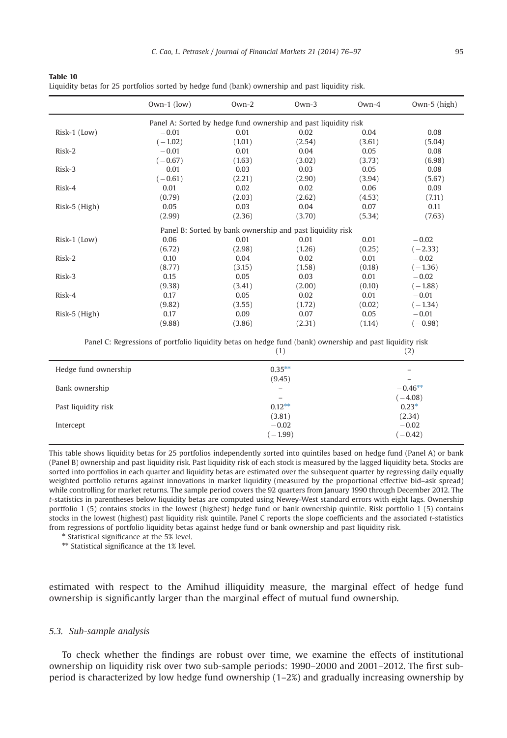**Table 10**
Liquidity betas for 25 portfolios sorted by hedge fund (bank) ownership and past liquidity risk.

| | Own-1 (low) | Own-2 | Own-3 | Own-4 | Own-5 (high) |
|---|---|---|---|---|---|
| | Panel A: Sorted by hedge fund ownership and past liquidity risk | | | | |
| Risk-1 (Low) | −0.01 | 0.01 | 0.02 | 0.04 | 0.08 |
| | (−1.02) | (1.01) | (2.54) | (3.61) | (5.04) |
| Risk-2 | −0.01 | 0.01 | 0.04 | 0.05 | 0.08 |
| | (−0.67) | (1.63) | (3.02) | (3.73) | (6.98) |
| Risk-3 | −0.01 | 0.03 | 0.03 | 0.05 | 0.08 |
| | (−0.61) | (2.21) | (2.90) | (3.94) | (5.67) |
| Risk-4 | 0.01 | 0.02 | 0.02 | 0.06 | 0.09 |
| | (0.79) | (2.03) | (2.62) | (4.53) | (7.11) |
| Risk-5 (High) | 0.05 | 0.03 | 0.04 | 0.07 | 0.11 |
| | (2.99) | (2.36) | (3.70) | (5.34) | (7.63) |
| | Panel B: Sorted by bank ownership and past liquidity risk | | | | |
| Risk-1 (Low) | 0.06 | 0.01 | 0.01 | 0.01 | −0.02 |
| | (6.72) | (2.98) | (1.26) | (0.25) | (−2.33) |
| Risk-2 | 0.10 | 0.04 | 0.02 | 0.01 | −0.02 |
| | (8.77) | (3.15) | (1.58) | (0.18) | (−1.36) |
| Risk-3 | 0.15 | 0.05 | 0.03 | 0.01 | −0.02 |
| | (9.38) | (3.41) | (2.00) | (0.10) | (−1.88) |
| Risk-4 | 0.17 | 0.05 | 0.02 | 0.01 | −0.01 |
| | (9.82) | (3.55) | (1.72) | (0.02) | (−1.34) |
| Risk-5 (High) | 0.17 | 0.09 | 0.07 | 0.05 | −0.01 |
| | (9.88) | (3.86) | (2.31) | (1.14) | (−0.98) |

Panel C: Regressions of portfolio liquidity betas on hedge fund (bank) ownership and past liquidity risk

| | (1) | (2) |
|---|---|---|
| Hedge fund ownership | 0.35** | – |
| | (9.45) | – |
| Bank ownership | – | −0.46** |
| | – | (−4.08) |
| Past liquidity risk | 0.12** | 0.23* |
| | (3.81) | (2.34) |
| Intercept | −0.02 | −0.02 |
| | (−1.99) | (−0.42) |

This table shows liquidity betas for 25 portfolios independently sorted into quintiles based on hedge fund (Panel A) or bank (Panel B) ownership and past liquidity risk. Past liquidity risk of each stock is measured by the lagged liquidity beta. Stocks are sorted into portfolios in each quarter and liquidity betas are estimated over the subsequent quarter by regressing daily equally weighted portfolio returns against innovations in market liquidity (measured by the proportional effective bid–ask spread) while controlling for market returns. The sample period covers the 92 quarters from January 1990 through December 2012. The *t*-statistics in parentheses below liquidity betas are computed using Newey-West standard errors with eight lags. Ownership portfolio 1 (5) contains stocks in the lowest (highest) hedge fund or bank ownership quintile. Risk portfolio 1 (5) contains stocks in the lowest (highest) past liquidity risk quintile. Panel C reports the slope coefficients and the associated *t*-statistics from regressions of portfolio liquidity betas against hedge fund or bank ownership and past liquidity risk.

* Statistical significance at the 5% level.

** Statistical significance at the 1% level.

estimated with respect to the Amihud illiquidity measure, the marginal effect of hedge fund ownership is significantly larger than the marginal effect of mutual fund ownership.

### 5.3. Sub-sample analysis

To check whether the findings are robust over time, we examine the effects of institutional ownership on liquidity risk over two sub-sample periods: 1990–2000 and 2001–2012. The first sub-period is characterized by low hedge fund ownership (1–2%) and gradually increasing ownership by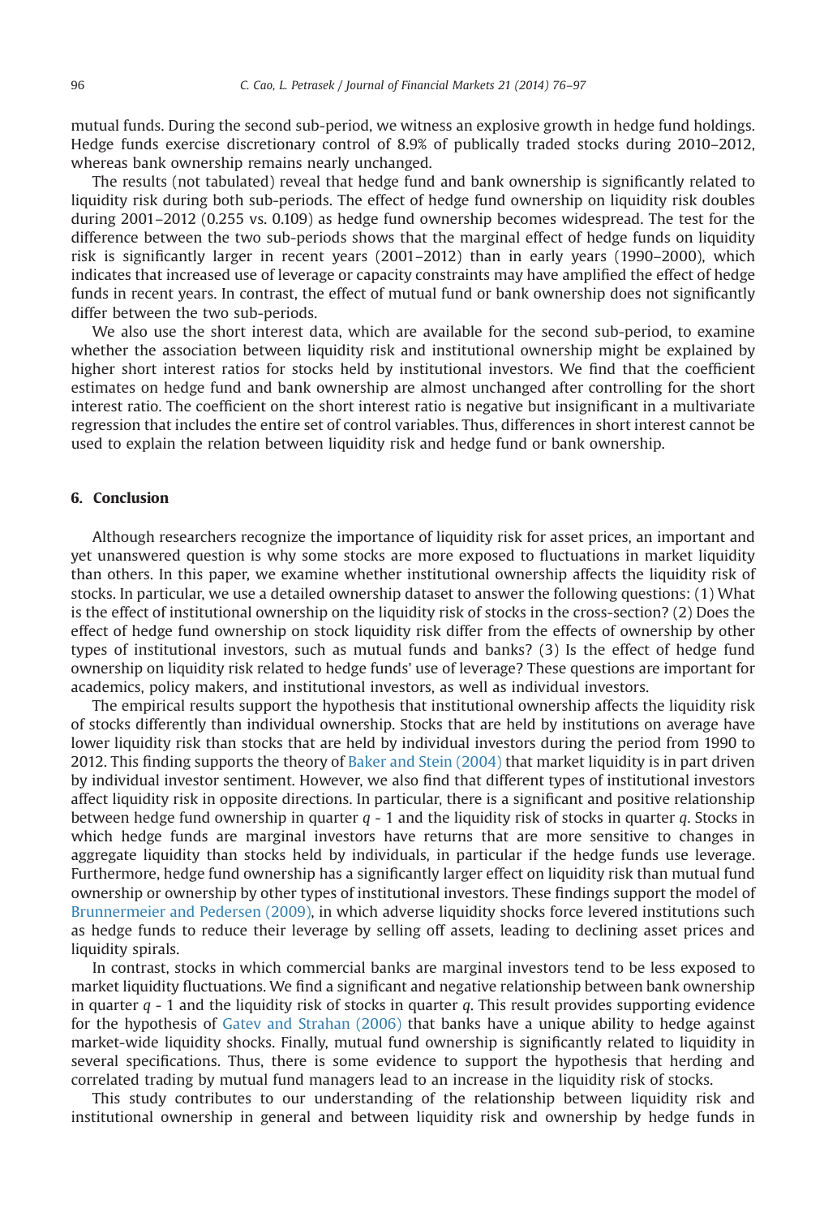mutual funds. During the second sub-period, we witness an explosive growth in hedge fund holdings. Hedge funds exercise discretionary control of 8.9% of publically traded stocks during 2010–2012, whereas bank ownership remains nearly unchanged.

The results (not tabulated) reveal that hedge fund and bank ownership is significantly related to liquidity risk during both sub-periods. The effect of hedge fund ownership on liquidity risk doubles during 2001–2012 (0.255 vs. 0.109) as hedge fund ownership becomes widespread. The test for the difference between the two sub-periods shows that the marginal effect of hedge funds on liquidity risk is significantly larger in recent years (2001–2012) than in early years (1990–2000), which indicates that increased use of leverage or capacity constraints may have amplified the effect of hedge funds in recent years. In contrast, the effect of mutual fund or bank ownership does not significantly differ between the two sub-periods.

We also use the short interest data, which are available for the second sub-period, to examine whether the association between liquidity risk and institutional ownership might be explained by higher short interest ratios for stocks held by institutional investors. We find that the coefficient estimates on hedge fund and bank ownership are almost unchanged after controlling for the short interest ratio. The coefficient on the short interest ratio is negative but insignificant in a multivariate regression that includes the entire set of control variables. Thus, differences in short interest cannot be used to explain the relation between liquidity risk and hedge fund or bank ownership.

## 6. Conclusion

Although researchers recognize the importance of liquidity risk for asset prices, an important and yet unanswered question is why some stocks are more exposed to fluctuations in market liquidity than others. In this paper, we examine whether institutional ownership affects the liquidity risk of stocks. In particular, we use a detailed ownership dataset to answer the following questions: (1) What is the effect of institutional ownership on the liquidity risk of stocks in the cross-section? (2) Does the effect of hedge fund ownership on stock liquidity risk differ from the effects of ownership by other types of institutional investors, such as mutual funds and banks? (3) Is the effect of hedge fund ownership on liquidity risk related to hedge funds' use of leverage? These questions are important for academics, policy makers, and institutional investors, as well as individual investors.

The empirical results support the hypothesis that institutional ownership affects the liquidity risk of stocks differently than individual ownership. Stocks that are held by institutions on average have lower liquidity risk than stocks that are held by individual investors during the period from 1990 to 2012. This finding supports the theory of Baker and Stein (2004) that market liquidity is in part driven by individual investor sentiment. However, we also find that different types of institutional investors affect liquidity risk in opposite directions. In particular, there is a significant and positive relationship between hedge fund ownership in quarter $q$ - 1 and the liquidity risk of stocks in quarter $q$. Stocks in which hedge funds are marginal investors have returns that are more sensitive to changes in aggregate liquidity than stocks held by individuals, in particular if the hedge funds use leverage. Furthermore, hedge fund ownership has a significantly larger effect on liquidity risk than mutual fund ownership or ownership by other types of institutional investors. These findings support the model of Brunnermeier and Pedersen (2009), in which adverse liquidity shocks force levered institutions such as hedge funds to reduce their leverage by selling off assets, leading to declining asset prices and liquidity spirals.

In contrast, stocks in which commercial banks are marginal investors tend to be less exposed to market liquidity fluctuations. We find a significant and negative relationship between bank ownership in quarter $q$ - 1 and the liquidity risk of stocks in quarter $q$. This result provides supporting evidence for the hypothesis of Gatev and Strahan (2006) that banks have a unique ability to hedge against market-wide liquidity shocks. Finally, mutual fund ownership is significantly related to liquidity in several specifications. Thus, there is some evidence to support the hypothesis that herding and correlated trading by mutual fund managers lead to an increase in the liquidity risk of stocks.

This study contributes to our understanding of the relationship between liquidity risk and institutional ownership in general and between liquidity risk and ownership by hedge funds in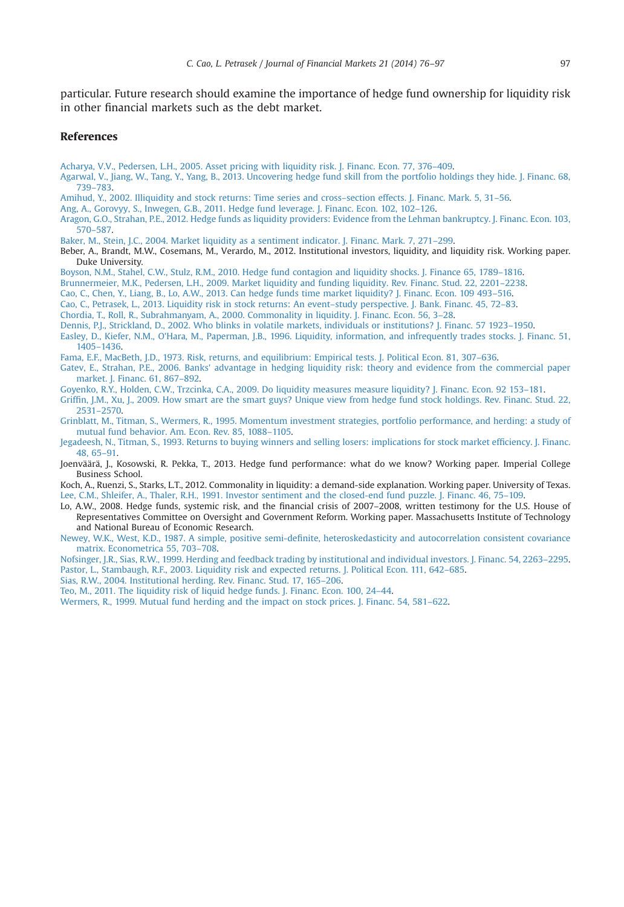particular. Future research should examine the importance of hedge fund ownership for liquidity risk in other financial markets such as the debt market.

## References

Acharya, V.V., Pedersen, L.H., 2005. Asset pricing with liquidity risk. J. Financ. Econ. 77, 376–409.

Agarwal, V., Jiang, W., Tang, Y., Yang, B., 2013. Uncovering hedge fund skill from the portfolio holdings they hide. J. Financ. 68, 739–783.

Amihud, Y., 2002. Illiquidity and stock returns: Time series and cross–section effects. J. Financ. Mark. 5, 31–56.

Ang, A., Gorovyy, S., Inwegen, G.B., 2011. Hedge fund leverage. J. Financ. Econ. 102, 102–126.

Aragon, G.O., Strahan, P.E., 2012. Hedge funds as liquidity providers: Evidence from the Lehman bankruptcy. J. Financ. Econ. 103, 570–587.

Baker, M., Stein, J.C., 2004. Market liquidity as a sentiment indicator. J. Financ. Mark. 7, 271–299.

Beber, A., Brandt, M.W., Cosemans, M., Verardo, M., 2012. Institutional investors, liquidity, and liquidity risk. Working paper. Duke University.

Boyson, N.M., Stahel, C.W., Stulz, R.M., 2010. Hedge fund contagion and liquidity shocks. J. Finance 65, 1789–1816.

Brunnermeier, M.K., Pedersen, L.H., 2009. Market liquidity and funding liquidity. Rev. Financ. Stud. 22, 2201–2238.

Cao, C., Chen, Y., Liang, B., Lo, A.W., 2013. Can hedge funds time market liquidity? J. Financ. Econ. 109 493–516.

Cao, C., Petrasek, L., 2013. Liquidity risk in stock returns: An event–study perspective. J. Bank. Financ. 45, 72–83.

Chordia, T., Roll, R., Subrahmanyam, A., 2000. Commonality in liquidity. J. Financ. Econ. 56, 3–28.

Dennis, P.J., Strickland, D., 2002. Who blinks in volatile markets, individuals or institutions? J. Financ. 57 1923–1950.

Easley, D., Kiefer, N.M., O'Hara, M., Paperman, J.B., 1996. Liquidity, information, and infrequently trades stocks. J. Financ. 51, 1405–1436.

Fama, E.F., MacBeth, J.D., 1973. Risk, returns, and equilibrium: Empirical tests. J. Political Econ. 81, 307–636.

Gatev, E., Strahan, P.E., 2006. Banks' advantage in hedging liquidity risk: theory and evidence from the commercial paper market. J. Financ. 61, 867–892.

Goyenko, R.Y., Holden, C.W., Trzcinka, C.A., 2009. Do liquidity measures measure liquidity? J. Financ. Econ. 92 153–181.

Griffin, J.M., Xu, J., 2009. How smart are the smart guys? Unique view from hedge fund stock holdings. Rev. Financ. Stud. 22, 2531–2570.

Grinblatt, M., Titman, S., Wermers, R., 1995. Momentum investment strategies, portfolio performance, and herding: a study of mutual fund behavior. Am. Econ. Rev. 85, 1088–1105.

Jegadeesh, N., Titman, S., 1993. Returns to buying winners and selling losers: implications for stock market efficiency. J. Financ. 48, 65–91.

Joenväärä, J., Kosowski, R. Pekka, T., 2013. Hedge fund performance: what do we know? Working paper. Imperial College Business School.

Koch, A., Ruenzi, S., Starks, L.T., 2012. Commonality in liquidity: a demand-side explanation. Working paper. University of Texas.

Lee, C.M., Shleifer, A., Thaler, R.H., 1991. Investor sentiment and the closed-end fund puzzle. J. Financ. 46, 75–109.

Lo, A.W., 2008. Hedge funds, systemic risk, and the financial crisis of 2007–2008, written testimony for the U.S. House of Representatives Committee on Oversight and Government Reform. Working paper. Massachusetts Institute of Technology and National Bureau of Economic Research.

Newey, W.K., West, K.D., 1987. A simple, positive semi-definite, heteroskedasticity and autocorrelation consistent covariance matrix. Econometrica 55, 703–708.

Nofsinger, J.R., Sias, R.W., 1999. Herding and feedback trading by institutional and individual investors. J. Financ. 54, 2263–2295.

Pastor, L., Stambaugh, R.F., 2003. Liquidity risk and expected returns. J. Political Econ. 111, 642–685.

Sias, R.W., 2004. Institutional herding. Rev. Financ. Stud. 17, 165–206.

Teo, M., 2011. The liquidity risk of liquid hedge funds. J. Financ. Econ. 100, 24–44.

Wermers, R., 1999. Mutual fund herding and the impact on stock prices. J. Financ. 54, 581–622.